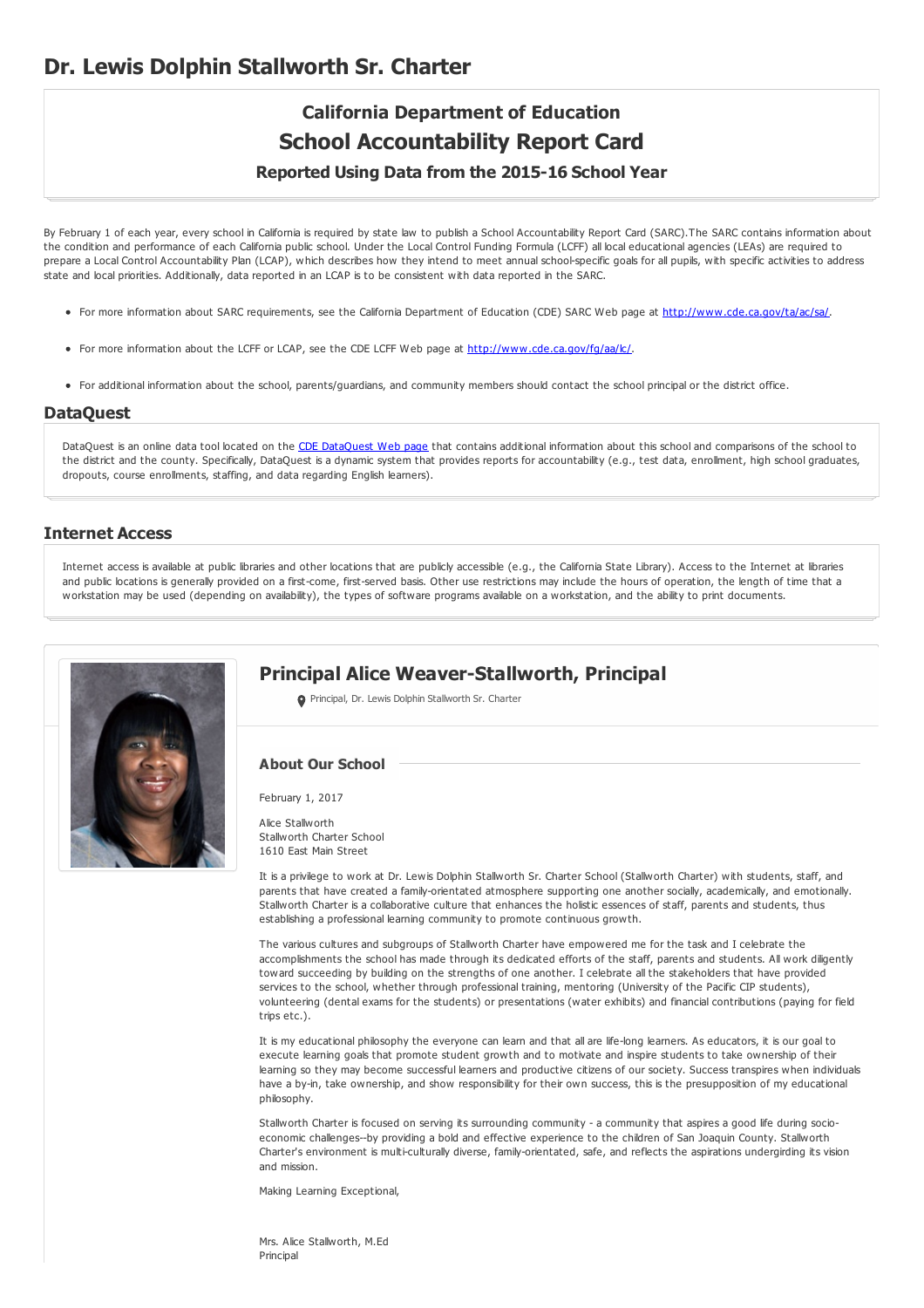# Dr. Lewis Dolphin Stallworth Sr. Charter

## California Department of Education
## School Accountability Report Card
### Reported Using Data from the 2015-16 School Year

By February 1 of each year, every school in California is required by state law to publish a School Accountability Report Card (SARC).The SARC contains information about the condition and performance of each California public school. Under the Local Control Funding Formula (LCFF) all local educational agencies (LEAs) are required to prepare a Local Control Accountability Plan (LCAP), which describes how they intend to meet annual school-specific goals for all pupils, with specific activities to address state and local priorities. Additionally, data reported in an LCAP is to be consistent with data reported in the SARC.

- For more information about SARC requirements, see the California Department of Education (CDE) SARC Web page at http://www.cde.ca.gov/ta/ac/sa/.
- For more information about the LCFF or LCAP, see the CDE LCFF Web page at http://www.cde.ca.gov/fg/aa/lc/.
- For additional information about the school, parents/guardians, and community members should contact the school principal or the district office.

## DataQuest

DataQuest is an online data tool located on the CDE DataQuest Web page that contains additional information about this school and comparisons of the school to the district and the county. Specifically, DataQuest is a dynamic system that provides reports for accountability (e.g., test data, enrollment, high school graduates, dropouts, course enrollments, staffing, and data regarding English learners).

## Internet Access

Internet access is available at public libraries and other locations that are publicly accessible (e.g., the California State Library). Access to the Internet at libraries and public locations is generally provided on a first-come, first-served basis. Other use restrictions may include the hours of operation, the length of time that a workstation may be used (depending on availability), the types of software programs available on a workstation, and the ability to print documents.

## Principal Alice Weaver-Stallworth, Principal

Principal, Dr. Lewis Dolphin Stallworth Sr. Charter

### About Our School

February 1, 2017

Alice Stallworth
Stallworth Charter School
1610 East Main Street

It is a privilege to work at Dr. Lewis Dolphin Stallworth Sr. Charter School (Stallworth Charter) with students, staff, and parents that have created a family-orientated atmosphere supporting one another socially, academically, and emotionally. Stallworth Charter is a collaborative culture that enhances the holistic essences of staff, parents and students, thus establishing a professional learning community to promote continuous growth.

The various cultures and subgroups of Stallworth Charter have empowered me for the task and I celebrate the accomplishments the school has made through its dedicated efforts of the staff, parents and students. All work diligently toward succeeding by building on the strengths of one another. I celebrate all the stakeholders that have provided services to the school, whether through professional training, mentoring (University of the Pacific CIP students), volunteering (dental exams for the students) or presentations (water exhibits) and financial contributions (paying for field trips etc.).

It is my educational philosophy the everyone can learn and that all are life-long learners. As educators, it is our goal to execute learning goals that promote student growth and to motivate and inspire students to take ownership of their learning so they may become successful learners and productive citizens of our society. Success transpires when individuals have a by-in, take ownership, and show responsibility for their own success, this is the presupposition of my educational philosophy.

Stallworth Charter is focused on serving its surrounding community - a community that aspires a good life during socio-economic challenges--by providing a bold and effective experience to the children of San Joaquin County. Stallworth Charter's environment is multi-culturally diverse, family-orientated, safe, and reflects the aspirations undergirding its vision and mission.

Making Learning Exceptional,

Mrs. Alice Stallworth, M.Ed
Principal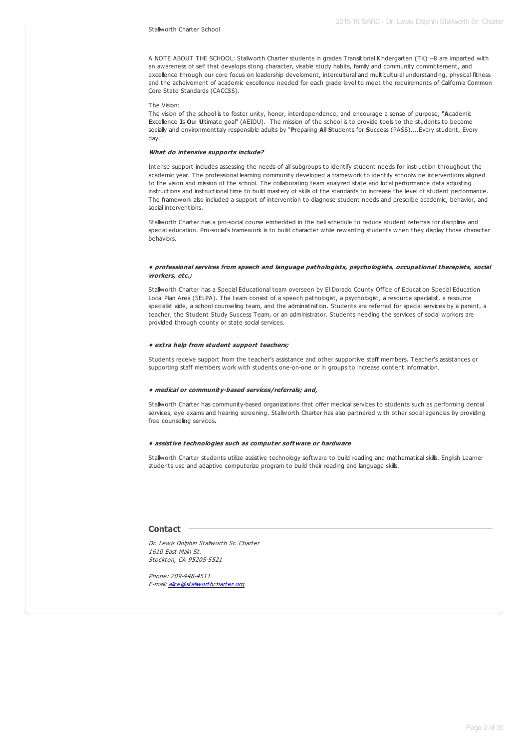Stallworth Charter School

A NOTE ABOUT THE SCHOOL: Stallworth Charter students in grades Transitional Kindergarten (TK) --8 are imparted with an awareness of self that develops stong character, visable study habits, family and community committement, and excellence through our core focus on leadership develoment, intercultural and multicultural understanding, physical fitness and the acheivement of academic excellence needed for each grade level to meet the requirements of California Common Core State Standards (CACCSS).

The Vision:
The vision of the school is to foster unity, honor, interdependence, and encourage a sense of purpose, "**A**cademic **E**xcellence **I**s **O**ur **U**ltimate goal" (AEIOU). The mission of the school is to provide tools to the students to become socially and environmenttaly responsible adults by "**P**reparing **A**ll **S**tudents for **S**uccess (PASS)....Every student, Every day."

***What do intensive supports include?***

Intense support includes assessing the needs of all subgroups to identify student needs for instruction throughout the academic year. The professional learning community developed a framework to identify schoolwide interventions aligned to the vision and mission of the school. The collaborating team analyzed state and local performance data adjusting instructions and instructional time to build mastery of skills of the standards to increase the level of student performance. The framework also included a support of intervention to diagnose student needs and prescribe academic, behavior, and social interventions.

Stallworth Charter has a pro-social course embedded in the bell schedule to reduce student referrals for discipline and special education. Pro-social's framework is to build character while rewarding students when they display those character behaviors.

***• professional services from speech and language pathologists, psychologists, occupational therapists, social workers, etc.;***

Stallworth Charter has a Special Educational team overseen by El Dorado County Office of Education Special Education Local Plan Area (SELPA). The team consist of a speech pathologist, a psychologist, a resource specialist, a resource specialist aide, a school counseling team, and the administration. Students are referred for special services by a parent, a teacher, the Student Study Success Team, or an administrator. Students needing the services of social workers are provided through county or state social services.

***• extra help from student support teachers;***

Students receive support from the teacher's assistance and other supportive staff members. Teacher's assistances or supporting staff members work with students one-on-one or in groups to increase content information.

***• medical or community-based services/referrals; and,***

Stallworth Charter has community-based organizations that offer medical services to students such as performing dental services, eye exams and hearing screening. Stallworth Charter has also partnered with other social agencies by providing free counseling services**.**

***• assistive technologies such as computer software or hardware***

Stallworth Charter students utilize assistive technology software to build reading and mathematical skills. English Learner students use and adaptive computerize program to build their reading and language skills.

## Contact

*Dr. Lewis Dolphin Stallworth Sr. Charter*
*1610 East Main St.*
*Stockton, CA 95205-5521*

*Phone: 209-948-4511*
*E-mail: alice@stallworthcharter.org*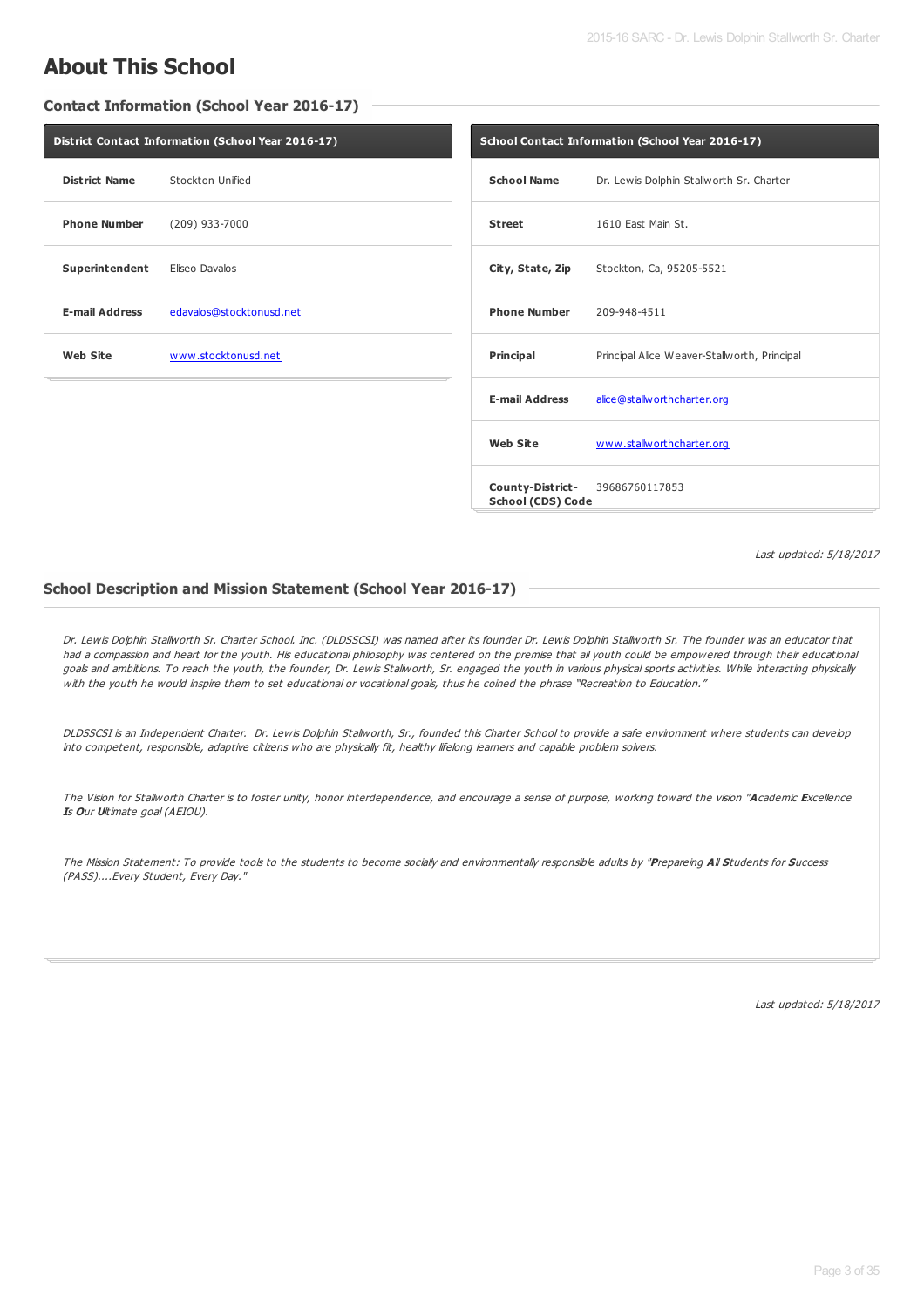# About This School

## Contact Information (School Year 2016-17)

| District Contact Information (School Year 2016-17) | |
|---|---|
| **District Name** | Stockton Unified |
| **Phone Number** | (209) 933-7000 |
| **Superintendent** | Eliseo Davalos |
| **E-mail Address** | edavalos@stocktonusd.net |
| **Web Site** | www.stocktonusd.net |

| School Contact Information (School Year 2016-17) | |
|---|---|
| **School Name** | Dr. Lewis Dolphin Stallworth Sr. Charter |
| **Street** | 1610 East Main St. |
| **City, State, Zip** | Stockton, Ca, 95205-5521 |
| **Phone Number** | 209-948-4511 |
| **Principal** | Principal Alice Weaver-Stallworth, Principal |
| **E-mail Address** | alice@stallworthcharter.org |
| **Web Site** | www.stallworthcharter.org |
| **County-District-School (CDS) Code** | 39686760117853 |

*Last updated: 5/18/2017*

## School Description and Mission Statement (School Year 2016-17)

*Dr. Lewis Dolphin Stallworth Sr. Charter School. Inc. (DLDSSCSI) was named after its founder Dr. Lewis Dolphin Stallworth Sr. The founder was an educator that had a compassion and heart for the youth. His educational philosophy was centered on the premise that all youth could be empowered through their educational goals and ambitions. To reach the youth, the founder, Dr. Lewis Stallworth, Sr. engaged the youth in various physical sports activities. While interacting physically with the youth he would inspire them to set educational or vocational goals, thus he coined the phrase "Recreation to Education."*

*DLDSSCSI is an Independent Charter. Dr. Lewis Dolphin Stallworth, Sr., founded this Charter School to provide a safe environment where students can develop into competent, responsible, adaptive citizens who are physically fit, healthy lifelong learners and capable problem solvers.*

*The Vision for Stallworth Charter is to foster unity, honor interdependence, and encourage a sense of purpose, working toward the vision "**A**cademic **E**xcellence **I**s **O**ur **U**ltimate goal (AEIOU).*

*The Mission Statement: To provide tools to the students to become socially and environmentally responsible adults by "**P**repareing **A**ll **S**tudents for **S**uccess (PASS)....Every Student, Every Day."*

*Last updated: 5/18/2017*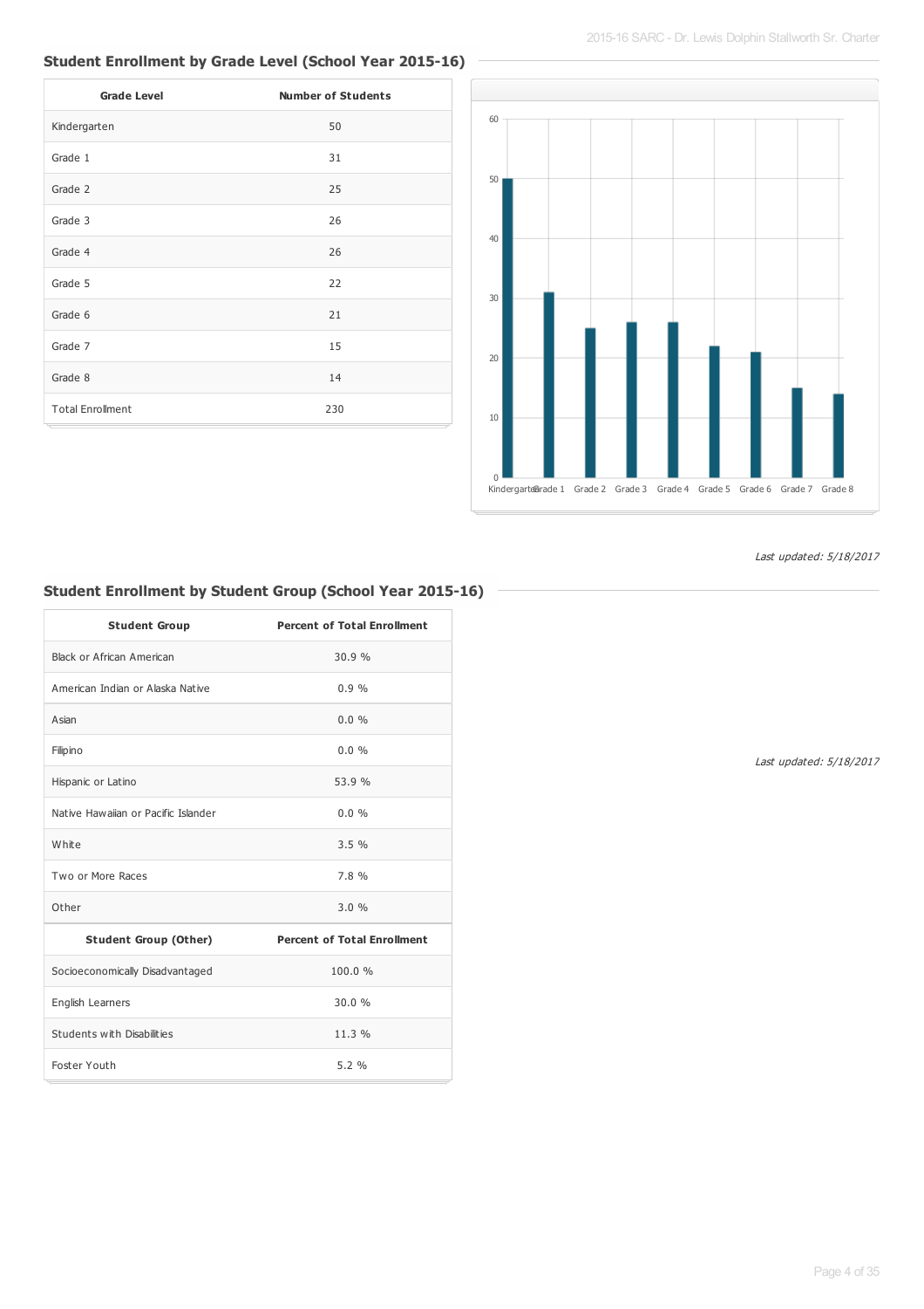## Student Enrollment by Grade Level (School Year 2015-16)

| Grade Level | Number of Students |
|---|---|
| Kindergarten | 50 |
| Grade 1 | 31 |
| Grade 2 | 25 |
| Grade 3 | 26 |
| Grade 4 | 26 |
| Grade 5 | 22 |
| Grade 6 | 21 |
| Grade 7 | 15 |
| Grade 8 | 14 |
| Total Enrollment | 230 |

*Last updated: 5/18/2017*

## Student Enrollment by Student Group (School Year 2015-16)

| Student Group | Percent of Total Enrollment |
|---|---|
| Black or African American | 30.9 % |
| American Indian or Alaska Native | 0.9 % |
| Asian | 0.0 % |
| Filipino | 0.0 % |
| Hispanic or Latino | 53.9 % |
| Native Hawaiian or Pacific Islander | 0.0 % |
| White | 3.5 % |
| Two or More Races | 7.8 % |
| Other | 3.0 % |
| **Student Group (Other)** | **Percent of Total Enrollment** |
| Socioeconomically Disadvantaged | 100.0 % |
| English Learners | 30.0 % |
| Students with Disabilities | 11.3 % |
| Foster Youth | 5.2 % |

*Last updated: 5/18/2017*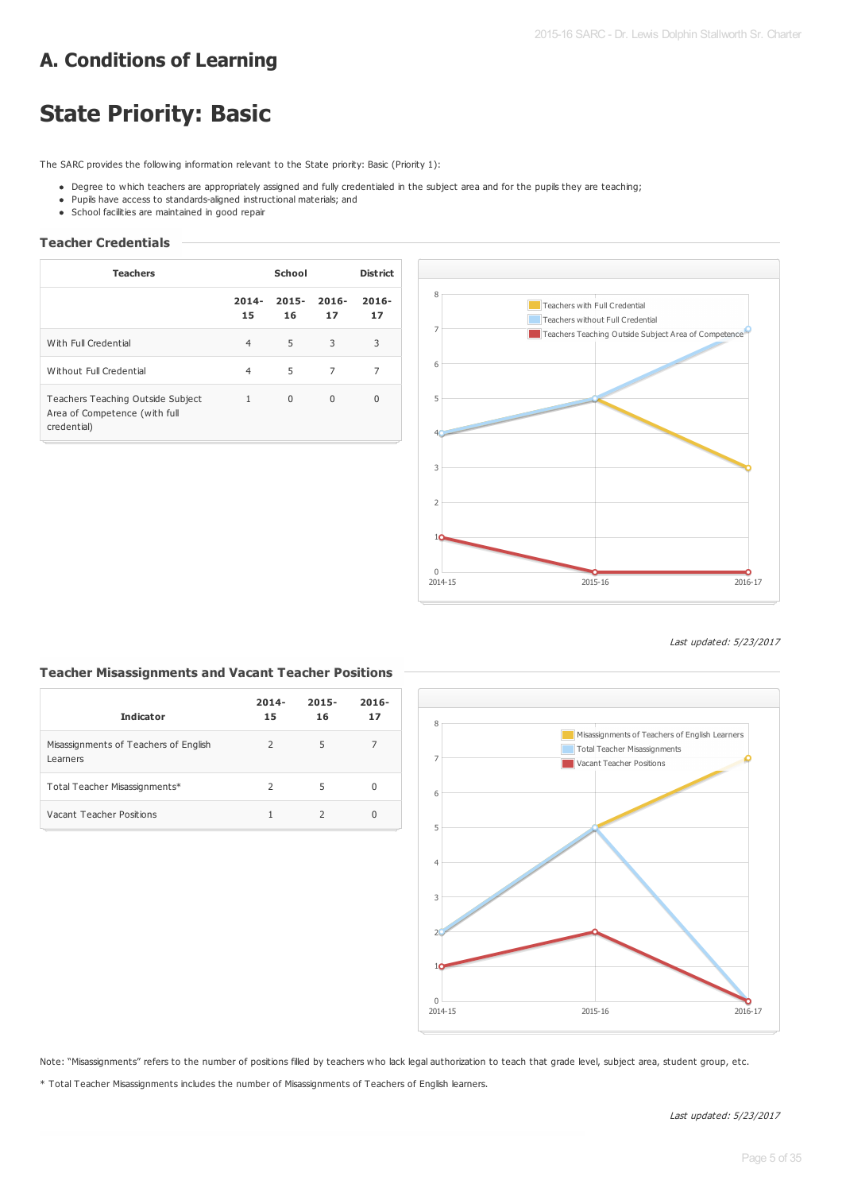# A. Conditions of Learning

# State Priority: Basic

The SARC provides the following information relevant to the State priority: Basic (Priority 1):

- Degree to which teachers are appropriately assigned and fully credentialed in the subject area and for the pupils they are teaching;
- Pupils have access to standards-aligned instructional materials; and
- School facilities are maintained in good repair

### Teacher Credentials

| Teachers | School | | | District |
|---|---|---|---|---|
| | 2014-15 | 2015-16 | 2016-17 | 2016-17 |
| With Full Credential | 4 | 5 | 3 | 3 |
| Without Full Credential | 4 | 5 | 7 | 7 |
| Teachers Teaching Outside Subject Area of Competence (with full credential) | 1 | 0 | 0 | 0 |

*Last updated: 5/23/2017*

### Teacher Misassignments and Vacant Teacher Positions

| Indicator | 2014-15 | 2015-16 | 2016-17 |
|---|---|---|---|
| Misassignments of Teachers of English Learners | 2 | 5 | 7 |
| Total Teacher Misassignments* | 2 | 5 | 0 |
| Vacant Teacher Positions | 1 | 2 | 0 |

Note: "Misassignments" refers to the number of positions filled by teachers who lack legal authorization to teach that grade level, subject area, student group, etc.

* Total Teacher Misassignments includes the number of Misassignments of Teachers of English learners.

*Last updated: 5/23/2017*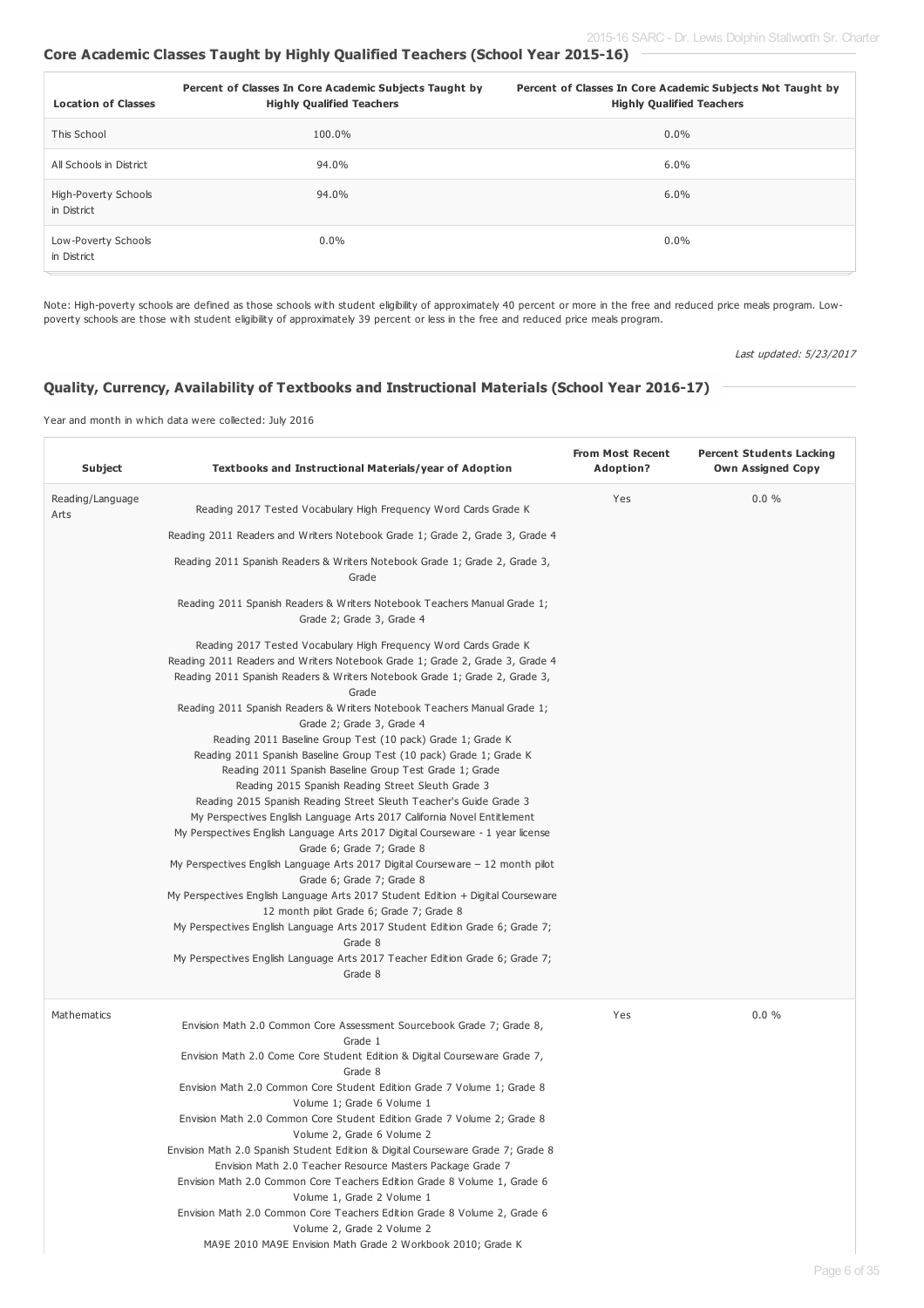## Core Academic Classes Taught by Highly Qualified Teachers (School Year 2015-16)

| Location of Classes | Percent of Classes In Core Academic Subjects Taught by Highly Qualified Teachers | Percent of Classes In Core Academic Subjects Not Taught by Highly Qualified Teachers |
|---|---|---|
| This School | 100.0% | 0.0% |
| All Schools in District | 94.0% | 6.0% |
| High-Poverty Schools in District | 94.0% | 6.0% |
| Low-Poverty Schools in District | 0.0% | 0.0% |

Note: High-poverty schools are defined as those schools with student eligibility of approximately 40 percent or more in the free and reduced price meals program. Low-poverty schools are those with student eligibility of approximately 39 percent or less in the free and reduced price meals program.

*Last updated: 5/23/2017*

## Quality, Currency, Availability of Textbooks and Instructional Materials (School Year 2016-17)

Year and month in which data were collected: July 2016

| Subject | Textbooks and Instructional Materials/year of Adoption | From Most Recent Adoption? | Percent Students Lacking Own Assigned Copy |
|---|---|---|---|
| Reading/Language Arts | Reading 2017 Tested Vocabulary High Frequency Word Cards Grade K<br>Reading 2011 Readers and Writers Notebook Grade 1; Grade 2, Grade 3, Grade 4<br>Reading 2011 Spanish Readers & Writers Notebook Grade 1; Grade 2, Grade 3, Grade<br>Reading 2011 Spanish Readers & Writers Notebook Teachers Manual Grade 1; Grade 2; Grade 3, Grade 4<br>Reading 2017 Tested Vocabulary High Frequency Word Cards Grade K<br>Reading 2011 Readers and Writers Notebook Grade 1; Grade 2, Grade 3, Grade 4<br>Reading 2011 Spanish Readers & Writers Notebook Grade 1; Grade 2, Grade 3, Grade<br>Reading 2011 Spanish Readers & Writers Notebook Teachers Manual Grade 1; Grade 2; Grade 3, Grade 4<br>Reading 2011 Baseline Group Test (10 pack) Grade 1; Grade K<br>Reading 2011 Spanish Baseline Group Test (10 pack) Grade 1; Grade K<br>Reading 2011 Spanish Baseline Group Test Grade 1; Grade<br>Reading 2015 Spanish Reading Street Sleuth Grade 3<br>Reading 2015 Spanish Reading Street Sleuth Teacher's Guide Grade 3<br>My Perspectives English Language Arts 2017 California Novel Entitlement<br>My Perspectives English Language Arts 2017 Digital Courseware - 1 year license Grade 6; Grade 7; Grade 8<br>My Perspectives English Language Arts 2017 Digital Courseware – 12 month pilot Grade 6; Grade 7; Grade 8<br>My Perspectives English Language Arts 2017 Student Edition + Digital Courseware 12 month pilot Grade 6; Grade 7; Grade 8<br>My Perspectives English Language Arts 2017 Student Edition Grade 6; Grade 7; Grade 8<br>My Perspectives English Language Arts 2017 Teacher Edition Grade 6; Grade 7; Grade 8 | Yes | 0.0 % |
| Mathematics | Envision Math 2.0 Common Core Assessment Sourcebook Grade 7; Grade 8, Grade 1<br>Envision Math 2.0 Come Core Student Edition & Digital Courseware Grade 7, Grade 8<br>Envision Math 2.0 Common Core Student Edition Grade 7 Volume 1; Grade 8 Volume 1; Grade 6 Volume 1<br>Envision Math 2.0 Common Core Student Edition Grade 7 Volume 2; Grade 8 Volume 2, Grade 6 Volume 2<br>Envision Math 2.0 Spanish Student Edition & Digital Courseware Grade 7; Grade 8<br>Envision Math 2.0 Teacher Resource Masters Package Grade 7<br>Envision Math 2.0 Common Core Teachers Edition Grade 8 Volume 1, Grade 6 Volume 1, Grade 2 Volume 1<br>Envision Math 2.0 Common Core Teachers Edition Grade 8 Volume 2, Grade 6 Volume 2, Grade 2 Volume 2<br>MA9E 2010 MA9E Envision Math Grade 2 Workbook 2010; Grade K | Yes | 0.0 % |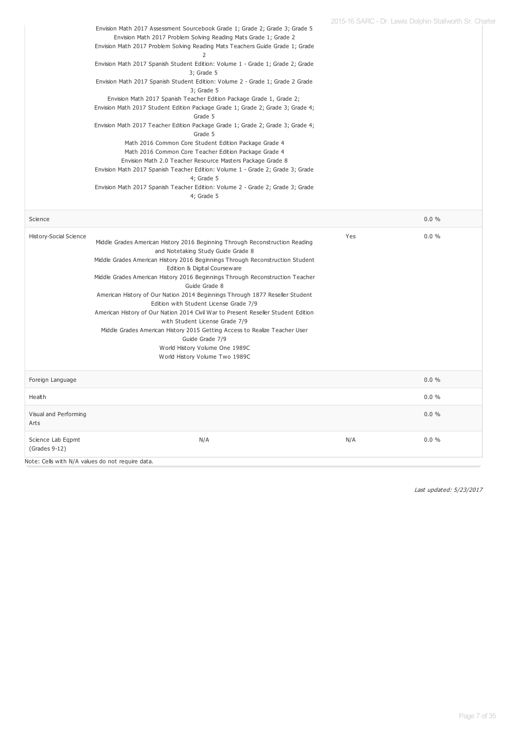| | | | |
|---|---|---|---|
| | Envision Math 2017 Assessment Sourcebook Grade 1; Grade 2; Grade 3; Grade 5<br>Envision Math 2017 Problem Solving Reading Mats Grade 1; Grade 2<br>Envision Math 2017 Problem Solving Reading Mats Teachers Guide Grade 1; Grade 2<br>Envision Math 2017 Spanish Student Edition: Volume 1 - Grade 1; Grade 2; Grade 3; Grade 5<br>Envision Math 2017 Spanish Student Edition: Volume 2 - Grade 1; Grade 2 Grade 3; Grade 5<br>Envision Math 2017 Spanish Teacher Edition Package Grade 1, Grade 2;<br>Envision Math 2017 Student Edition Package Grade 1; Grade 2; Grade 3; Grade 4; Grade 5<br>Envision Math 2017 Teacher Edition Package Grade 1; Grade 2; Grade 3; Grade 4; Grade 5<br>Math 2016 Common Core Student Edition Package Grade 4<br>Math 2016 Common Core Teacher Edition Package Grade 4<br>Envision Math 2.0 Teacher Resource Masters Package Grade 8<br>Envision Math 2017 Spanish Teacher Edition: Volume 1 - Grade 2; Grade 3; Grade 4; Grade 5<br>Envision Math 2017 Spanish Teacher Edition: Volume 2 - Grade 2; Grade 3; Grade 4; Grade 5 | | |
| Science | | | 0.0 % |
| History-Social Science | Middle Grades American History 2016 Beginning Through Reconstruction Reading and Notetaking Study Guide Grade 8<br>Middle Grades American History 2016 Beginnings Through Reconstruction Student Edition & Digital Courseware<br>Middle Grades American History 2016 Beginnings Through Reconstruction Teacher Guide Grade 8<br>American History of Our Nation 2014 Beginnings Through 1877 Reseller Student Edition with Student License Grade 7/9<br>American History of Our Nation 2014 Civil War to Present Reseller Student Edition with Student License Grade 7/9<br>Middle Grades American History 2015 Getting Access to Realize Teacher User Guide Grade 7/9<br>World History Volume One 1989C<br>World History Volume Two 1989C | Yes | 0.0 % |
| Foreign Language | | | 0.0 % |
| Health | | | 0.0 % |
| Visual and Performing Arts | | | 0.0 % |
| Science Lab Eqpmt (Grades 9-12) | N/A | N/A | 0.0 % |

Note: Cells with N/A values do not require data.

*Last updated: 5/23/2017*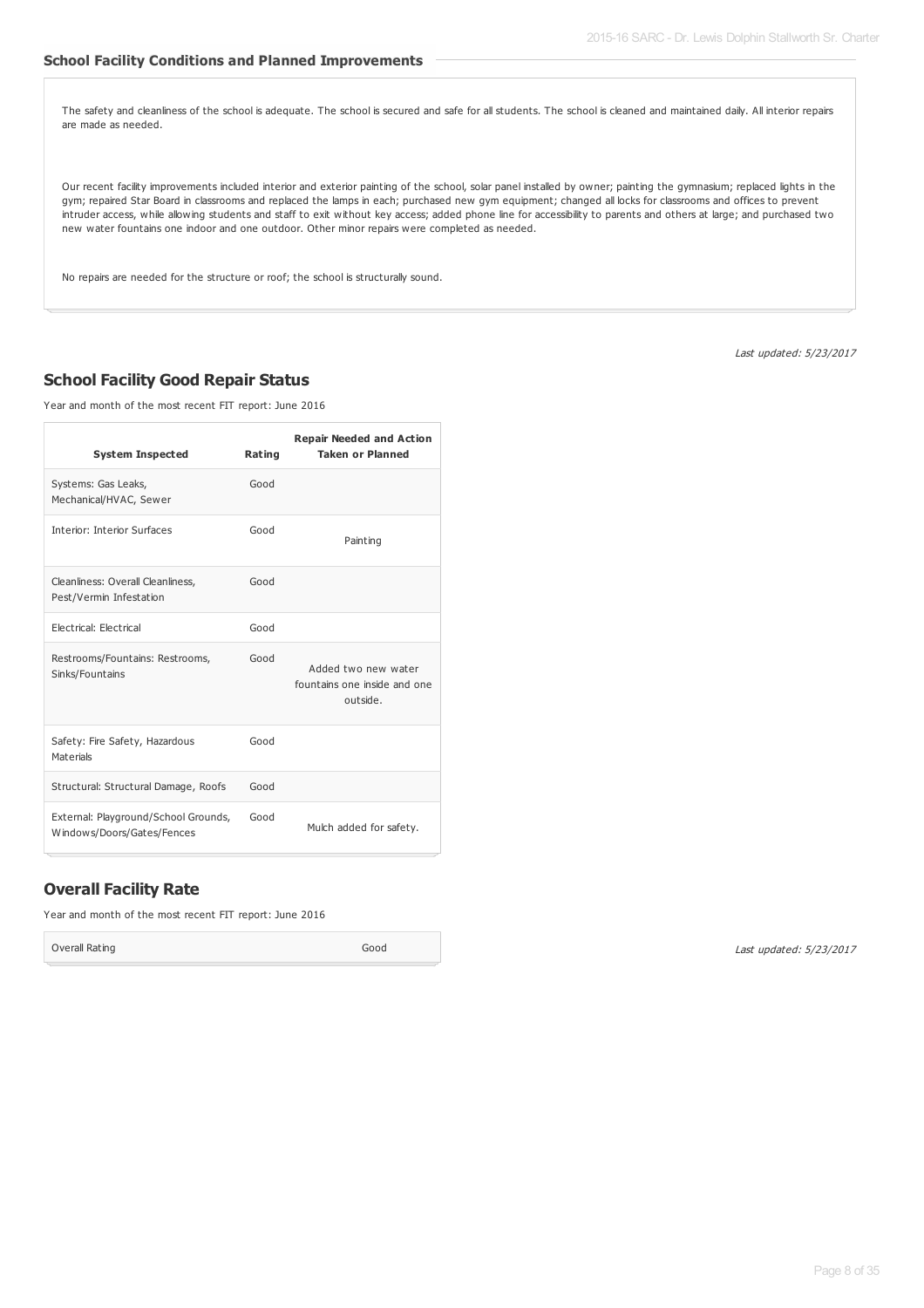### School Facility Conditions and Planned Improvements

The safety and cleanliness of the school is adequate. The school is secured and safe for all students. The school is cleaned and maintained daily. All interior repairs are made as needed.

Our recent facility improvements included interior and exterior painting of the school, solar panel installed by owner; painting the gymnasium; replaced lights in the gym; repaired Star Board in classrooms and replaced the lamps in each; purchased new gym equipment; changed all locks for classrooms and offices to prevent intruder access, while allowing students and staff to exit without key access; added phone line for accessibility to parents and others at large; and purchased two new water fountains one indoor and one outdoor. Other minor repairs were completed as needed.

No repairs are needed for the structure or roof; the school is structurally sound.

*Last updated: 5/23/2017*

## School Facility Good Repair Status

Year and month of the most recent FIT report: June 2016

| System Inspected | Rating | Repair Needed and Action Taken or Planned |
|---|---|---|
| Systems: Gas Leaks, Mechanical/HVAC, Sewer | Good | |
| Interior: Interior Surfaces | Good | Painting |
| Cleanliness: Overall Cleanliness, Pest/Vermin Infestation | Good | |
| Electrical: Electrical | Good | |
| Restrooms/Fountains: Restrooms, Sinks/Fountains | Good | Added two new water fountains one inside and one outside. |
| Safety: Fire Safety, Hazardous Materials | Good | |
| Structural: Structural Damage, Roofs | Good | |
| External: Playground/School Grounds, Windows/Doors/Gates/Fences | Good | Mulch added for safety. |

## Overall Facility Rate

Year and month of the most recent FIT report: June 2016

| Overall Rating | Good |
|---|---|

*Last updated: 5/23/2017*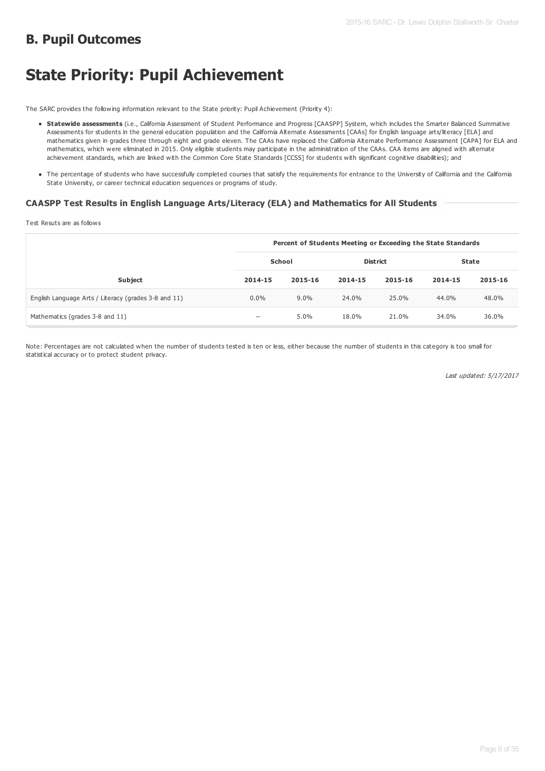## B. Pupil Outcomes

# State Priority: Pupil Achievement

The SARC provides the following information relevant to the State priority: Pupil Achievement (Priority 4):

- **Statewide assessments** (i.e., California Assessment of Student Performance and Progress [CAASPP] System, which includes the Smarter Balanced Summative Assessments for students in the general education population and the California Alternate Assessments [CAAs] for English language arts/literacy [ELA] and mathematics given in grades three through eight and grade eleven. The CAAs have replaced the California Alternate Performance Assessment [CAPA] for ELA and mathematics, which were eliminated in 2015. Only eligible students may participate in the administration of the CAAs. CAA items are aligned with alternate achievement standards, which are linked with the Common Core State Standards [CCSS] for students with significant cognitive disabilities); and
- The percentage of students who have successfully completed courses that satisfy the requirements for entrance to the University of California and the California State University, or career technical education sequences or programs of study.

### CAASPP Test Results in English Language Arts/Literacy (ELA) and Mathematics for All Students

Test Resuts are as follows

| | Percent of Students Meeting or Exceeding the State Standards | | | | | |
|---|---|---|---|---|---|---|
| | School | | District | | State | |
| Subject | 2014-15 | 2015-16 | 2014-15 | 2015-16 | 2014-15 | 2015-16 |
| English Language Arts / Literacy (grades 3-8 and 11) | 0.0% | 9.0% | 24.0% | 25.0% | 44.0% | 48.0% |
| Mathematics (grades 3-8 and 11) | -- | 5.0% | 18.0% | 21.0% | 34.0% | 36.0% |

Note: Percentages are not calculated when the number of students tested is ten or less, either because the number of students in this category is too small for statistical accuracy or to protect student privacy.

*Last updated: 5/17/2017*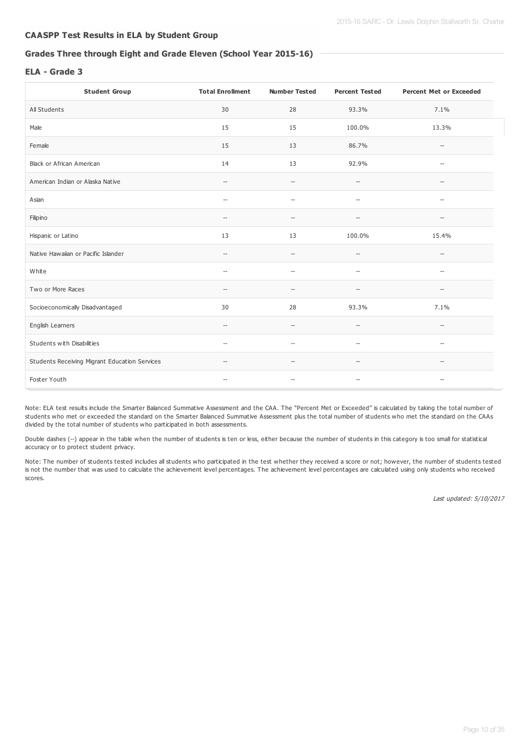## CAASPP Test Results in ELA by Student Group

### Grades Three through Eight and Grade Eleven (School Year 2015-16)

### ELA - Grade 3

| Student Group | Total Enrollment | Number Tested | Percent Tested | Percent Met or Exceeded |
|---|---|---|---|---|
| All Students | 30 | 28 | 93.3% | 7.1% |
| Male | 15 | 15 | 100.0% | 13.3% |
| Female | 15 | 13 | 86.7% | -- |
| Black or African American | 14 | 13 | 92.9% | -- |
| American Indian or Alaska Native | -- | -- | -- | -- |
| Asian | -- | -- | -- | -- |
| Filipino | -- | -- | -- | -- |
| Hispanic or Latino | 13 | 13 | 100.0% | 15.4% |
| Native Hawaiian or Pacific Islander | -- | -- | -- | -- |
| White | -- | -- | -- | -- |
| Two or More Races | -- | -- | -- | -- |
| Socioeconomically Disadvantaged | 30 | 28 | 93.3% | 7.1% |
| English Learners | -- | -- | -- | -- |
| Students with Disabilities | -- | -- | -- | -- |
| Students Receiving Migrant Education Services | -- | -- | -- | -- |
| Foster Youth | -- | -- | -- | -- |

Note: ELA test results include the Smarter Balanced Summative Assessment and the CAA. The "Percent Met or Exceeded" is calculated by taking the total number of students who met or exceeded the standard on the Smarter Balanced Summative Assessment plus the total number of students who met the standard on the CAAs divided by the total number of students who participated in both assessments.

Double dashes (--) appear in the table when the number of students is ten or less, either because the number of students in this category is too small for statistical accuracy or to protect student privacy.

Note: The number of students tested includes all students who participated in the test whether they received a score or not; however, the number of students tested is not the number that was used to calculate the achievement level percentages. The achievement level percentages are calculated using only students who received scores.

*Last updated: 5/10/2017*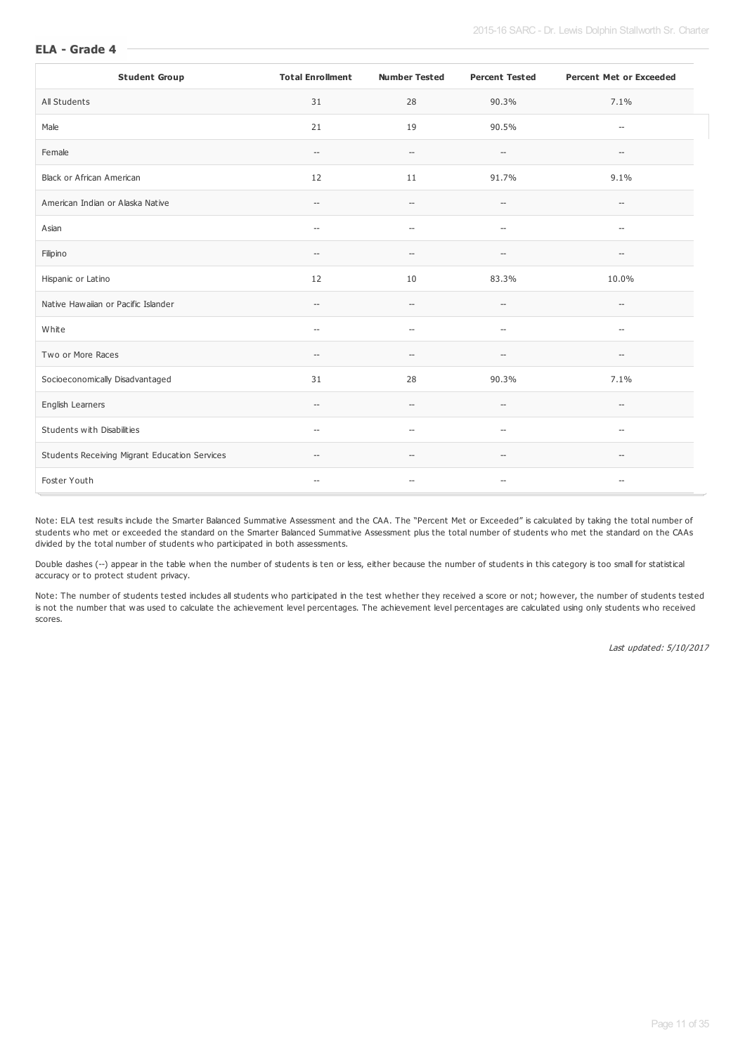### ELA - Grade 4

| Student Group | Total Enrollment | Number Tested | Percent Tested | Percent Met or Exceeded |
|---|---|---|---|---|
| All Students | 31 | 28 | 90.3% | 7.1% |
| Male | 21 | 19 | 90.5% | -- |
| Female | -- | -- | -- | -- |
| Black or African American | 12 | 11 | 91.7% | 9.1% |
| American Indian or Alaska Native | -- | -- | -- | -- |
| Asian | -- | -- | -- | -- |
| Filipino | -- | -- | -- | -- |
| Hispanic or Latino | 12 | 10 | 83.3% | 10.0% |
| Native Hawaiian or Pacific Islander | -- | -- | -- | -- |
| White | -- | -- | -- | -- |
| Two or More Races | -- | -- | -- | -- |
| Socioeconomically Disadvantaged | 31 | 28 | 90.3% | 7.1% |
| English Learners | -- | -- | -- | -- |
| Students with Disabilities | -- | -- | -- | -- |
| Students Receiving Migrant Education Services | -- | -- | -- | -- |
| Foster Youth | -- | -- | -- | -- |

Note: ELA test results include the Smarter Balanced Summative Assessment and the CAA. The "Percent Met or Exceeded" is calculated by taking the total number of students who met or exceeded the standard on the Smarter Balanced Summative Assessment plus the total number of students who met the standard on the CAAs divided by the total number of students who participated in both assessments.

Double dashes (--) appear in the table when the number of students is ten or less, either because the number of students in this category is too small for statistical accuracy or to protect student privacy.

Note: The number of students tested includes all students who participated in the test whether they received a score or not; however, the number of students tested is not the number that was used to calculate the achievement level percentages. The achievement level percentages are calculated using only students who received scores.

*Last updated: 5/10/2017*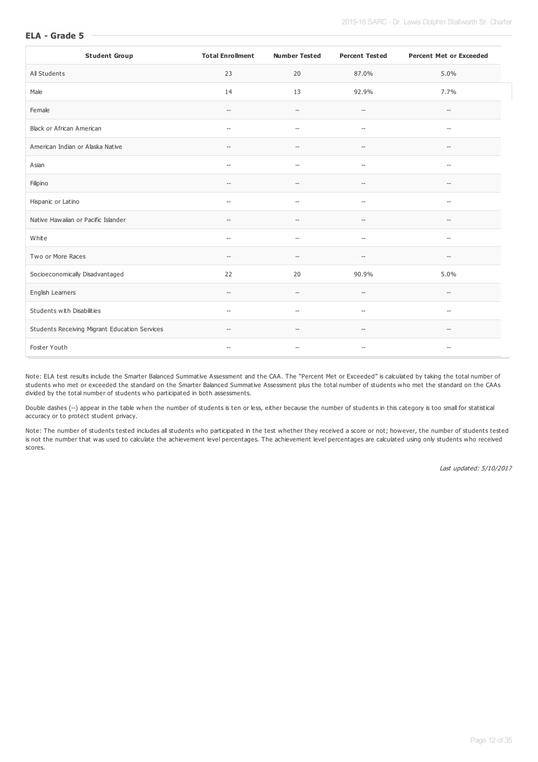## ELA - Grade 5

| Student Group | Total Enrollment | Number Tested | Percent Tested | Percent Met or Exceeded |
|---|---|---|---|---|
| All Students | 23 | 20 | 87.0% | 5.0% |
| Male | 14 | 13 | 92.9% | 7.7% |
| Female | -- | -- | -- | -- |
| Black or African American | -- | -- | -- | -- |
| American Indian or Alaska Native | -- | -- | -- | -- |
| Asian | -- | -- | -- | -- |
| Filipino | -- | -- | -- | -- |
| Hispanic or Latino | -- | -- | -- | -- |
| Native Hawaiian or Pacific Islander | -- | -- | -- | -- |
| White | -- | -- | -- | -- |
| Two or More Races | -- | -- | -- | -- |
| Socioeconomically Disadvantaged | 22 | 20 | 90.9% | 5.0% |
| English Learners | -- | -- | -- | -- |
| Students with Disabilities | -- | -- | -- | -- |
| Students Receiving Migrant Education Services | -- | -- | -- | -- |
| Foster Youth | -- | -- | -- | -- |

Note: ELA test results include the Smarter Balanced Summative Assessment and the CAA. The "Percent Met or Exceeded" is calculated by taking the total number of students who met or exceeded the standard on the Smarter Balanced Summative Assessment plus the total number of students who met the standard on the CAAs divided by the total number of students who participated in both assessments.

Double dashes (--) appear in the table when the number of students is ten or less, either because the number of students in this category is too small for statistical accuracy or to protect student privacy.

Note: The number of students tested includes all students who participated in the test whether they received a score or not; however, the number of students tested is not the number that was used to calculate the achievement level percentages. The achievement level percentages are calculated using only students who received scores.

*Last updated: 5/10/2017*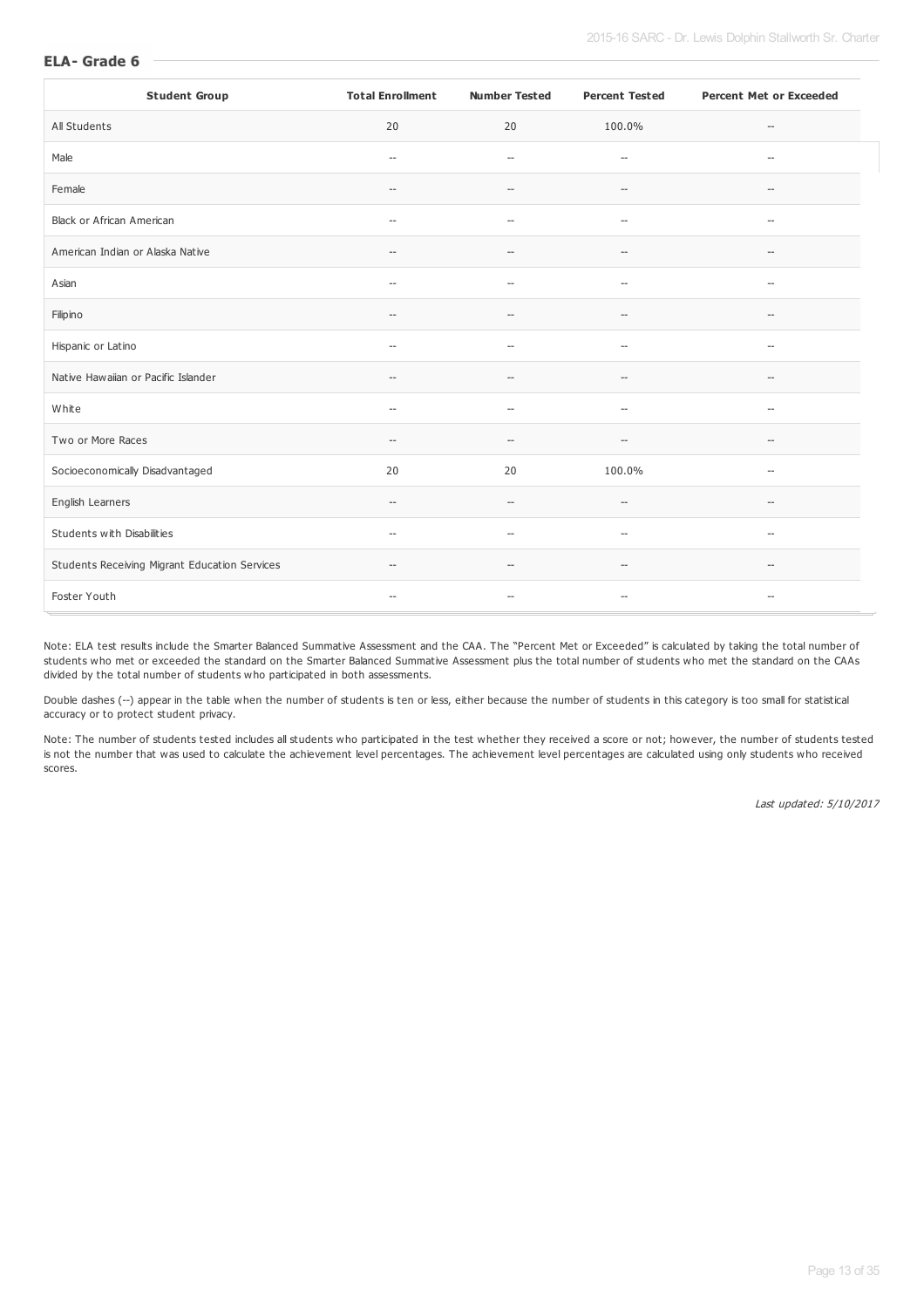## ELA- Grade 6

| Student Group | Total Enrollment | Number Tested | Percent Tested | Percent Met or Exceeded |
|---|---|---|---|---|
| All Students | 20 | 20 | 100.0% | -- |
| Male | -- | -- | -- | -- |
| Female | -- | -- | -- | -- |
| Black or African American | -- | -- | -- | -- |
| American Indian or Alaska Native | -- | -- | -- | -- |
| Asian | -- | -- | -- | -- |
| Filipino | -- | -- | -- | -- |
| Hispanic or Latino | -- | -- | -- | -- |
| Native Hawaiian or Pacific Islander | -- | -- | -- | -- |
| White | -- | -- | -- | -- |
| Two or More Races | -- | -- | -- | -- |
| Socioeconomically Disadvantaged | 20 | 20 | 100.0% | -- |
| English Learners | -- | -- | -- | -- |
| Students with Disabilities | -- | -- | -- | -- |
| Students Receiving Migrant Education Services | -- | -- | -- | -- |
| Foster Youth | -- | -- | -- | -- |

Note: ELA test results include the Smarter Balanced Summative Assessment and the CAA. The "Percent Met or Exceeded" is calculated by taking the total number of students who met or exceeded the standard on the Smarter Balanced Summative Assessment plus the total number of students who met the standard on the CAAs divided by the total number of students who participated in both assessments.

Double dashes (--) appear in the table when the number of students is ten or less, either because the number of students in this category is too small for statistical accuracy or to protect student privacy.

Note: The number of students tested includes all students who participated in the test whether they received a score or not; however, the number of students tested is not the number that was used to calculate the achievement level percentages. The achievement level percentages are calculated using only students who received scores.

*Last updated: 5/10/2017*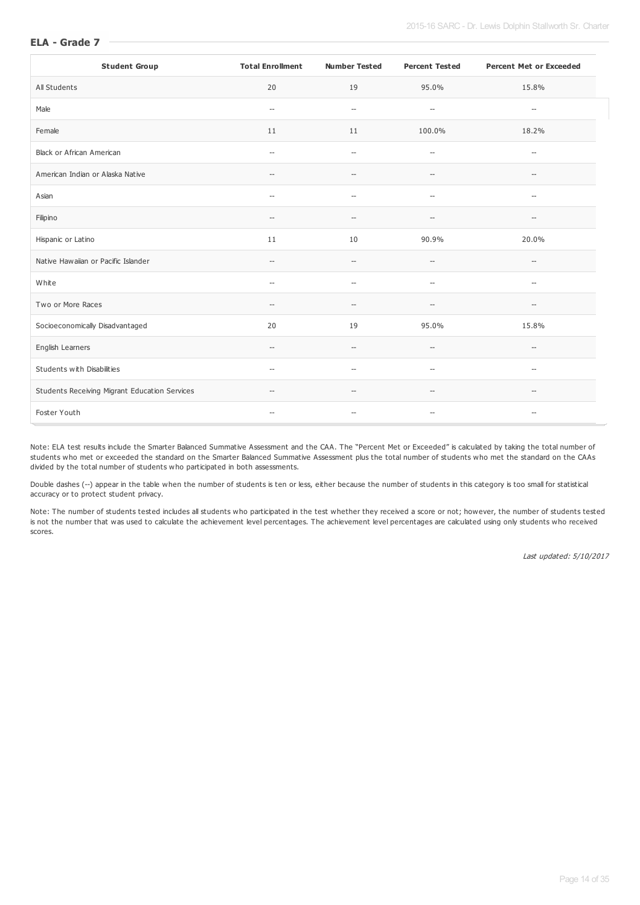## ELA - Grade 7

| Student Group | Total Enrollment | Number Tested | Percent Tested | Percent Met or Exceeded |
|---|---|---|---|---|
| All Students | 20 | 19 | 95.0% | 15.8% |
| Male | -- | -- | -- | -- |
| Female | 11 | 11 | 100.0% | 18.2% |
| Black or African American | -- | -- | -- | -- |
| American Indian or Alaska Native | -- | -- | -- | -- |
| Asian | -- | -- | -- | -- |
| Filipino | -- | -- | -- | -- |
| Hispanic or Latino | 11 | 10 | 90.9% | 20.0% |
| Native Hawaiian or Pacific Islander | -- | -- | -- | -- |
| White | -- | -- | -- | -- |
| Two or More Races | -- | -- | -- | -- |
| Socioeconomically Disadvantaged | 20 | 19 | 95.0% | 15.8% |
| English Learners | -- | -- | -- | -- |
| Students with Disabilities | -- | -- | -- | -- |
| Students Receiving Migrant Education Services | -- | -- | -- | -- |
| Foster Youth | -- | -- | -- | -- |

Note: ELA test results include the Smarter Balanced Summative Assessment and the CAA. The "Percent Met or Exceeded" is calculated by taking the total number of students who met or exceeded the standard on the Smarter Balanced Summative Assessment plus the total number of students who met the standard on the CAAs divided by the total number of students who participated in both assessments.

Double dashes (--) appear in the table when the number of students is ten or less, either because the number of students in this category is too small for statistical accuracy or to protect student privacy.

Note: The number of students tested includes all students who participated in the test whether they received a score or not; however, the number of students tested is not the number that was used to calculate the achievement level percentages. The achievement level percentages are calculated using only students who received scores.

*Last updated: 5/10/2017*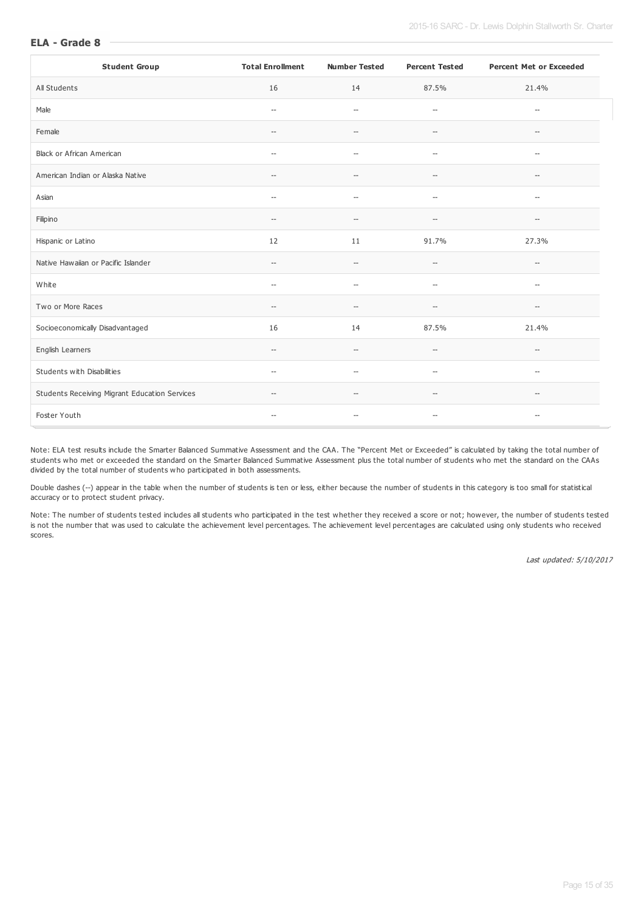### ELA - Grade 8

| Student Group | Total Enrollment | Number Tested | Percent Tested | Percent Met or Exceeded |
| --- | --- | --- | --- | --- |
| All Students | 16 | 14 | 87.5% | 21.4% |
| Male | -- | -- | -- | -- |
| Female | -- | -- | -- | -- |
| Black or African American | -- | -- | -- | -- |
| American Indian or Alaska Native | -- | -- | -- | -- |
| Asian | -- | -- | -- | -- |
| Filipino | -- | -- | -- | -- |
| Hispanic or Latino | 12 | 11 | 91.7% | 27.3% |
| Native Hawaiian or Pacific Islander | -- | -- | -- | -- |
| White | -- | -- | -- | -- |
| Two or More Races | -- | -- | -- | -- |
| Socioeconomically Disadvantaged | 16 | 14 | 87.5% | 21.4% |
| English Learners | -- | -- | -- | -- |
| Students with Disabilities | -- | -- | -- | -- |
| Students Receiving Migrant Education Services | -- | -- | -- | -- |
| Foster Youth | -- | -- | -- | -- |

Note: ELA test results include the Smarter Balanced Summative Assessment and the CAA. The "Percent Met or Exceeded" is calculated by taking the total number of students who met or exceeded the standard on the Smarter Balanced Summative Assessment plus the total number of students who met the standard on the CAAs divided by the total number of students who participated in both assessments.

Double dashes (--) appear in the table when the number of students is ten or less, either because the number of students in this category is too small for statistical accuracy or to protect student privacy.

Note: The number of students tested includes all students who participated in the test whether they received a score or not; however, the number of students tested is not the number that was used to calculate the achievement level percentages. The achievement level percentages are calculated using only students who received scores.

*Last updated: 5/10/2017*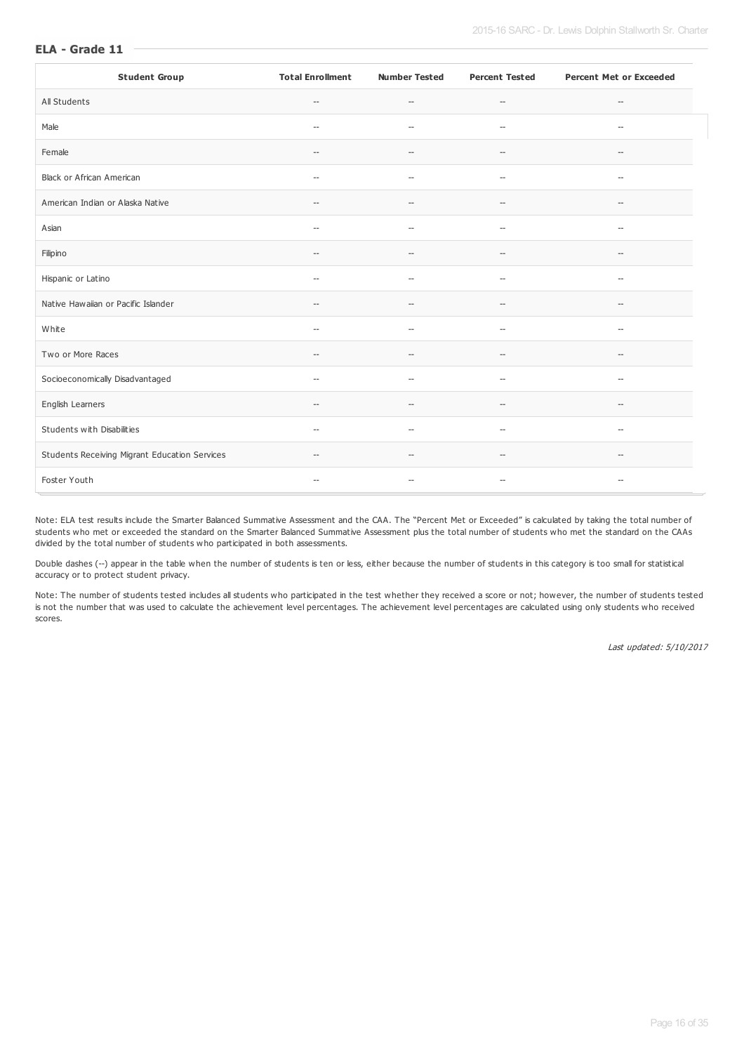## ELA - Grade 11

| Student Group | Total Enrollment | Number Tested | Percent Tested | Percent Met or Exceeded |
|---|---|---|---|---|
| All Students | -- | -- | -- | -- |
| Male | -- | -- | -- | -- |
| Female | -- | -- | -- | -- |
| Black or African American | -- | -- | -- | -- |
| American Indian or Alaska Native | -- | -- | -- | -- |
| Asian | -- | -- | -- | -- |
| Filipino | -- | -- | -- | -- |
| Hispanic or Latino | -- | -- | -- | -- |
| Native Hawaiian or Pacific Islander | -- | -- | -- | -- |
| White | -- | -- | -- | -- |
| Two or More Races | -- | -- | -- | -- |
| Socioeconomically Disadvantaged | -- | -- | -- | -- |
| English Learners | -- | -- | -- | -- |
| Students with Disabilities | -- | -- | -- | -- |
| Students Receiving Migrant Education Services | -- | -- | -- | -- |
| Foster Youth | -- | -- | -- | -- |

Note: ELA test results include the Smarter Balanced Summative Assessment and the CAA. The "Percent Met or Exceeded" is calculated by taking the total number of students who met or exceeded the standard on the Smarter Balanced Summative Assessment plus the total number of students who met the standard on the CAAs divided by the total number of students who participated in both assessments.

Double dashes (--) appear in the table when the number of students is ten or less, either because the number of students in this category is too small for statistical accuracy or to protect student privacy.

Note: The number of students tested includes all students who participated in the test whether they received a score or not; however, the number of students tested is not the number that was used to calculate the achievement level percentages. The achievement level percentages are calculated using only students who received scores.

*Last updated: 5/10/2017*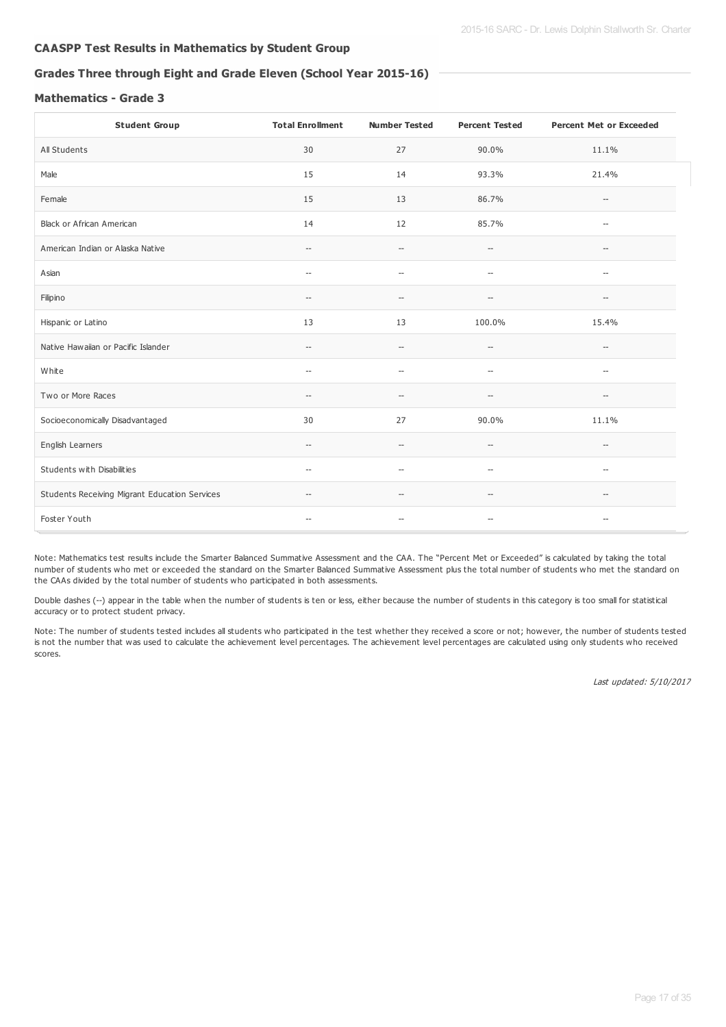## CAASPP Test Results in Mathematics by Student Group

### Grades Three through Eight and Grade Eleven (School Year 2015-16)

### Mathematics - Grade 3

| Student Group | Total Enrollment | Number Tested | Percent Tested | Percent Met or Exceeded |
| --- | --- | --- | --- | --- |
| All Students | 30 | 27 | 90.0% | 11.1% |
| Male | 15 | 14 | 93.3% | 21.4% |
| Female | 15 | 13 | 86.7% | -- |
| Black or African American | 14 | 12 | 85.7% | -- |
| American Indian or Alaska Native | -- | -- | -- | -- |
| Asian | -- | -- | -- | -- |
| Filipino | -- | -- | -- | -- |
| Hispanic or Latino | 13 | 13 | 100.0% | 15.4% |
| Native Hawaiian or Pacific Islander | -- | -- | -- | -- |
| White | -- | -- | -- | -- |
| Two or More Races | -- | -- | -- | -- |
| Socioeconomically Disadvantaged | 30 | 27 | 90.0% | 11.1% |
| English Learners | -- | -- | -- | -- |
| Students with Disabilities | -- | -- | -- | -- |
| Students Receiving Migrant Education Services | -- | -- | -- | -- |
| Foster Youth | -- | -- | -- | -- |

Note: Mathematics test results include the Smarter Balanced Summative Assessment and the CAA. The "Percent Met or Exceeded" is calculated by taking the total number of students who met or exceeded the standard on the Smarter Balanced Summative Assessment plus the total number of students who met the standard on the CAAs divided by the total number of students who participated in both assessments.

Double dashes (--) appear in the table when the number of students is ten or less, either because the number of students in this category is too small for statistical accuracy or to protect student privacy.

Note: The number of students tested includes all students who participated in the test whether they received a score or not; however, the number of students tested is not the number that was used to calculate the achievement level percentages. The achievement level percentages are calculated using only students who received scores.

*Last updated: 5/10/2017*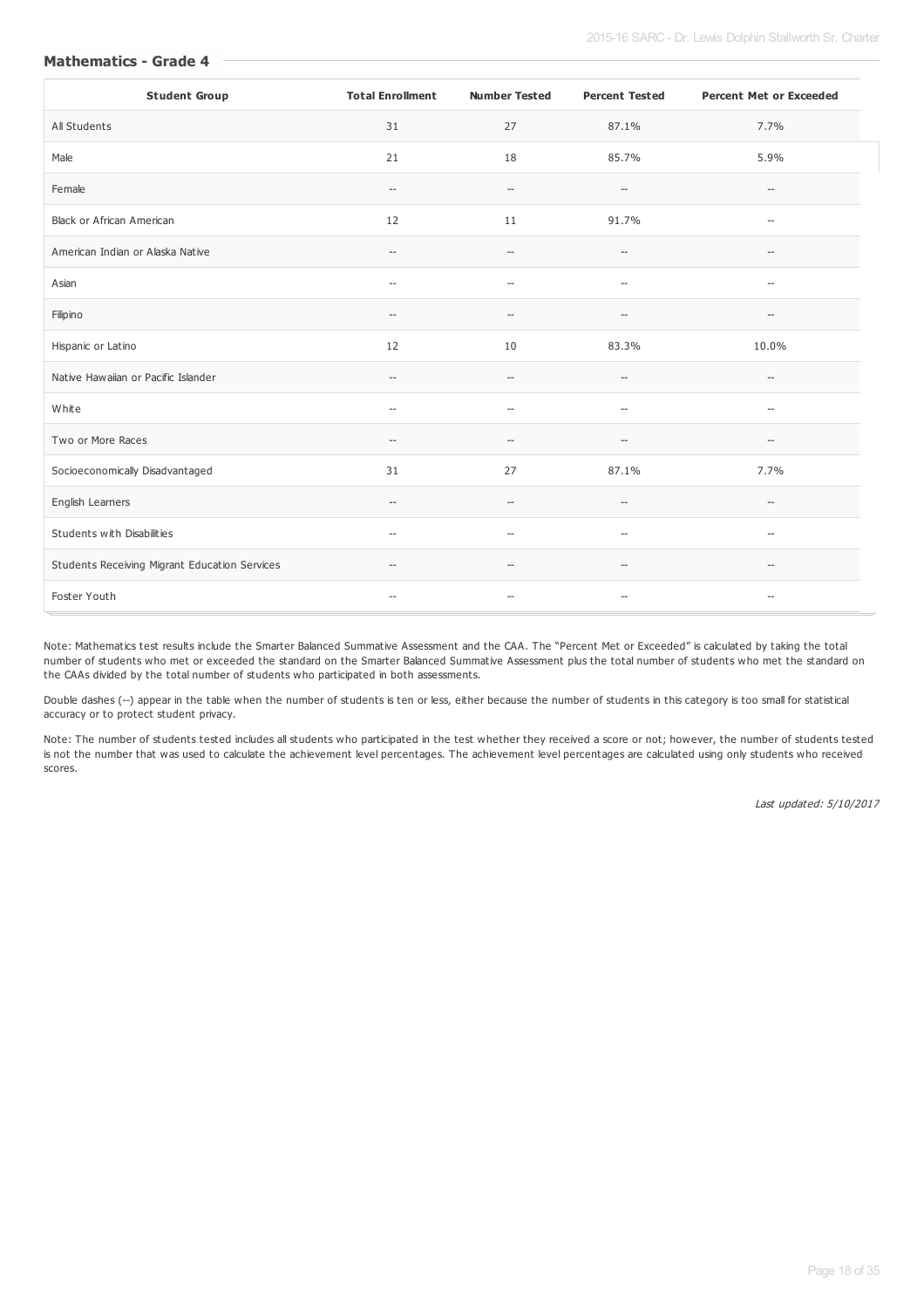### Mathematics - Grade 4

| Student Group | Total Enrollment | Number Tested | Percent Tested | Percent Met or Exceeded |
| --- | --- | --- | --- | --- |
| All Students | 31 | 27 | 87.1% | 7.7% |
| Male | 21 | 18 | 85.7% | 5.9% |
| Female | -- | -- | -- | -- |
| Black or African American | 12 | 11 | 91.7% | -- |
| American Indian or Alaska Native | -- | -- | -- | -- |
| Asian | -- | -- | -- | -- |
| Filipino | -- | -- | -- | -- |
| Hispanic or Latino | 12 | 10 | 83.3% | 10.0% |
| Native Hawaiian or Pacific Islander | -- | -- | -- | -- |
| White | -- | -- | -- | -- |
| Two or More Races | -- | -- | -- | -- |
| Socioeconomically Disadvantaged | 31 | 27 | 87.1% | 7.7% |
| English Learners | -- | -- | -- | -- |
| Students with Disabilities | -- | -- | -- | -- |
| Students Receiving Migrant Education Services | -- | -- | -- | -- |
| Foster Youth | -- | -- | -- | -- |

Note: Mathematics test results include the Smarter Balanced Summative Assessment and the CAA. The "Percent Met or Exceeded" is calculated by taking the total number of students who met or exceeded the standard on the Smarter Balanced Summative Assessment plus the total number of students who met the standard on the CAAs divided by the total number of students who participated in both assessments.

Double dashes (--) appear in the table when the number of students is ten or less, either because the number of students in this category is too small for statistical accuracy or to protect student privacy.

Note: The number of students tested includes all students who participated in the test whether they received a score or not; however, the number of students tested is not the number that was used to calculate the achievement level percentages. The achievement level percentages are calculated using only students who received scores.

*Last updated: 5/10/2017*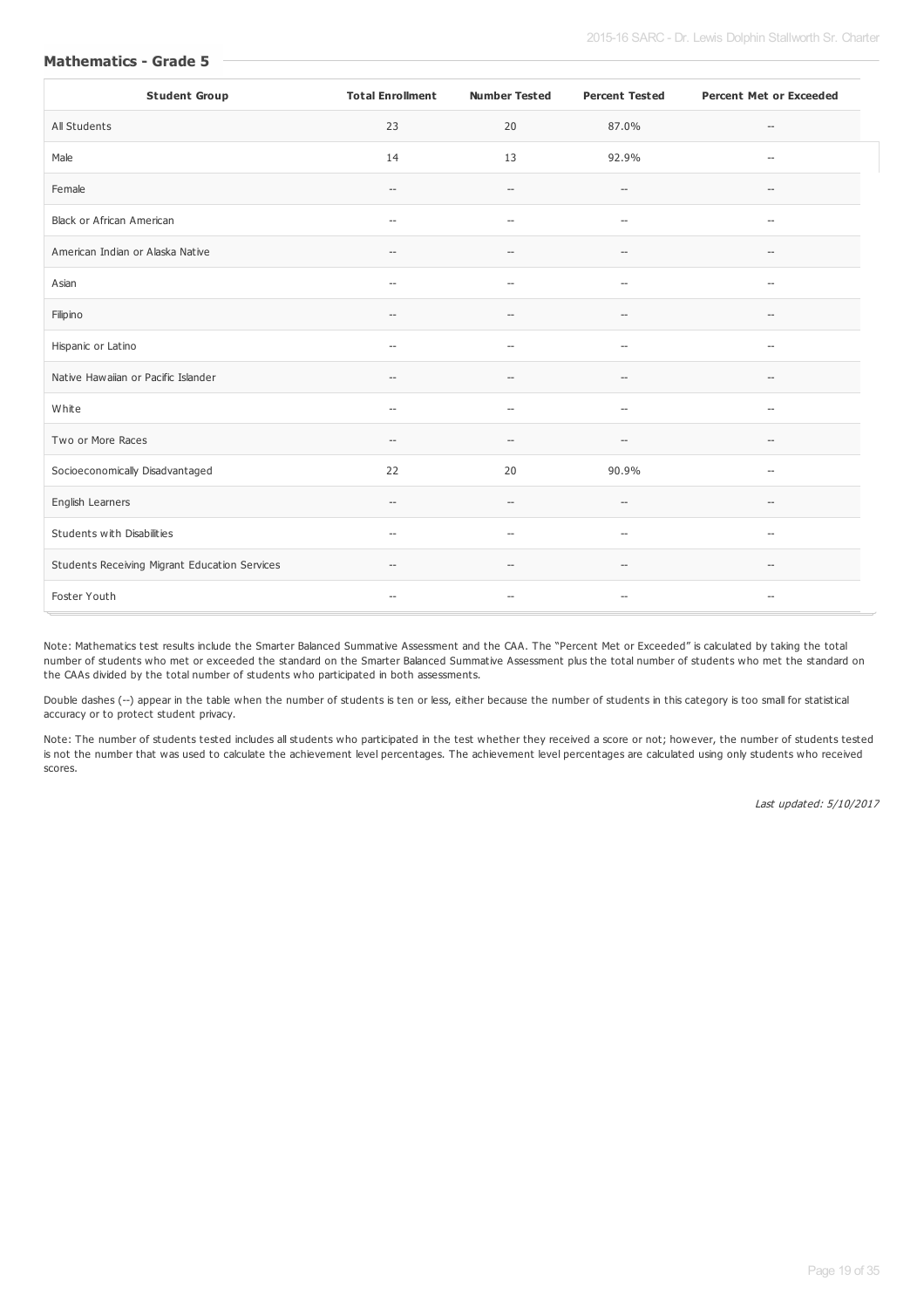## Mathematics - Grade 5

| Student Group | Total Enrollment | Number Tested | Percent Tested | Percent Met or Exceeded |
|---|---|---|---|---|
| All Students | 23 | 20 | 87.0% | -- |
| Male | 14 | 13 | 92.9% | -- |
| Female | -- | -- | -- | -- |
| Black or African American | -- | -- | -- | -- |
| American Indian or Alaska Native | -- | -- | -- | -- |
| Asian | -- | -- | -- | -- |
| Filipino | -- | -- | -- | -- |
| Hispanic or Latino | -- | -- | -- | -- |
| Native Hawaiian or Pacific Islander | -- | -- | -- | -- |
| White | -- | -- | -- | -- |
| Two or More Races | -- | -- | -- | -- |
| Socioeconomically Disadvantaged | 22 | 20 | 90.9% | -- |
| English Learners | -- | -- | -- | -- |
| Students with Disabilities | -- | -- | -- | -- |
| Students Receiving Migrant Education Services | -- | -- | -- | -- |
| Foster Youth | -- | -- | -- | -- |

Note: Mathematics test results include the Smarter Balanced Summative Assessment and the CAA. The "Percent Met or Exceeded" is calculated by taking the total number of students who met or exceeded the standard on the Smarter Balanced Summative Assessment plus the total number of students who met the standard on the CAAs divided by the total number of students who participated in both assessments.

Double dashes (--) appear in the table when the number of students is ten or less, either because the number of students in this category is too small for statistical accuracy or to protect student privacy.

Note: The number of students tested includes all students who participated in the test whether they received a score or not; however, the number of students tested is not the number that was used to calculate the achievement level percentages. The achievement level percentages are calculated using only students who received scores.

*Last updated: 5/10/2017*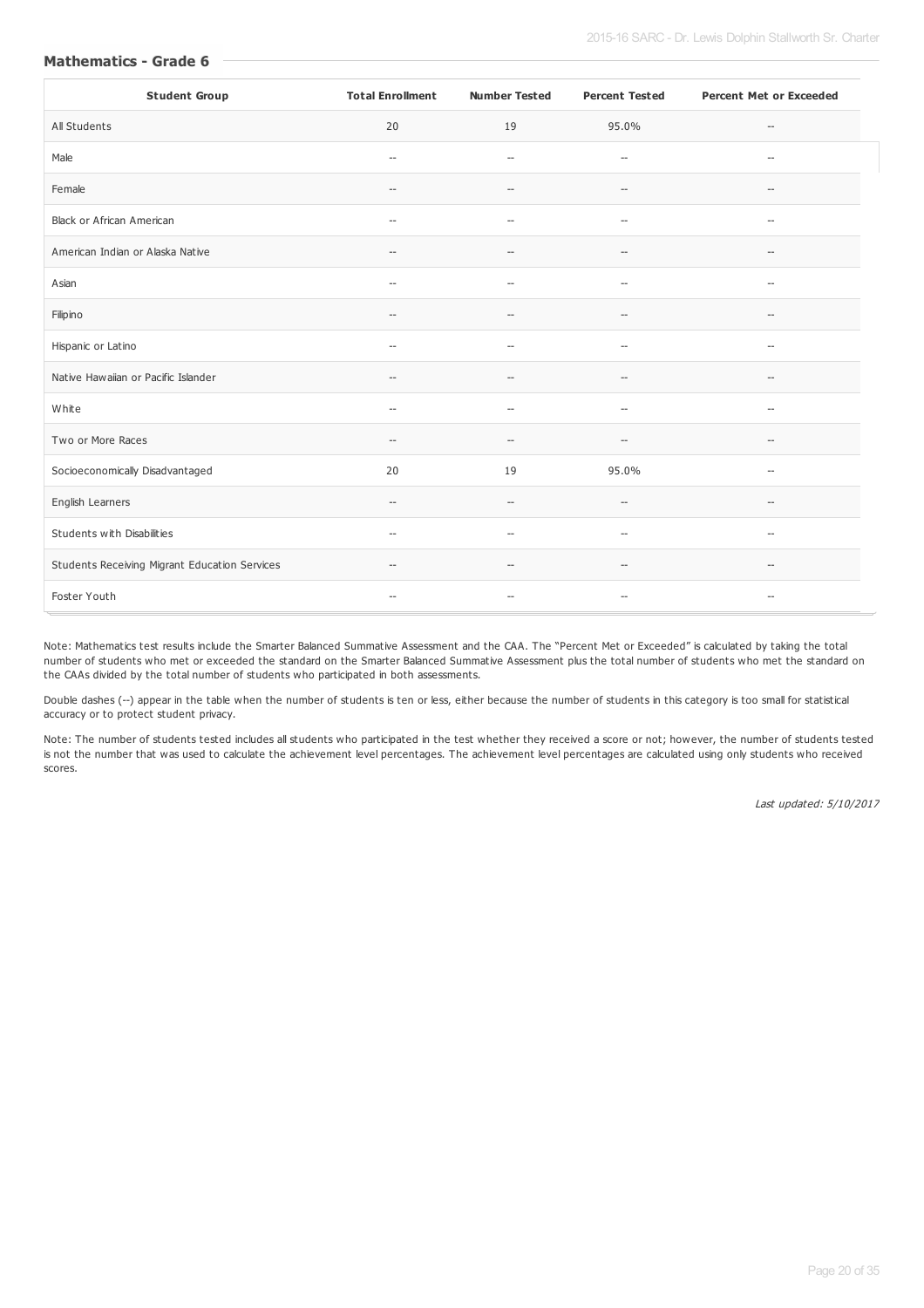### Mathematics - Grade 6

| Student Group | Total Enrollment | Number Tested | Percent Tested | Percent Met or Exceeded |
| --- | --- | --- | --- | --- |
| All Students | 20 | 19 | 95.0% | -- |
| Male | -- | -- | -- | -- |
| Female | -- | -- | -- | -- |
| Black or African American | -- | -- | -- | -- |
| American Indian or Alaska Native | -- | -- | -- | -- |
| Asian | -- | -- | -- | -- |
| Filipino | -- | -- | -- | -- |
| Hispanic or Latino | -- | -- | -- | -- |
| Native Hawaiian or Pacific Islander | -- | -- | -- | -- |
| White | -- | -- | -- | -- |
| Two or More Races | -- | -- | -- | -- |
| Socioeconomically Disadvantaged | 20 | 19 | 95.0% | -- |
| English Learners | -- | -- | -- | -- |
| Students with Disabilities | -- | -- | -- | -- |
| Students Receiving Migrant Education Services | -- | -- | -- | -- |
| Foster Youth | -- | -- | -- | -- |

Note: Mathematics test results include the Smarter Balanced Summative Assessment and the CAA. The "Percent Met or Exceeded" is calculated by taking the total number of students who met or exceeded the standard on the Smarter Balanced Summative Assessment plus the total number of students who met the standard on the CAAs divided by the total number of students who participated in both assessments.

Double dashes (--) appear in the table when the number of students is ten or less, either because the number of students in this category is too small for statistical accuracy or to protect student privacy.

Note: The number of students tested includes all students who participated in the test whether they received a score or not; however, the number of students tested is not the number that was used to calculate the achievement level percentages. The achievement level percentages are calculated using only students who received scores.

*Last updated: 5/10/2017*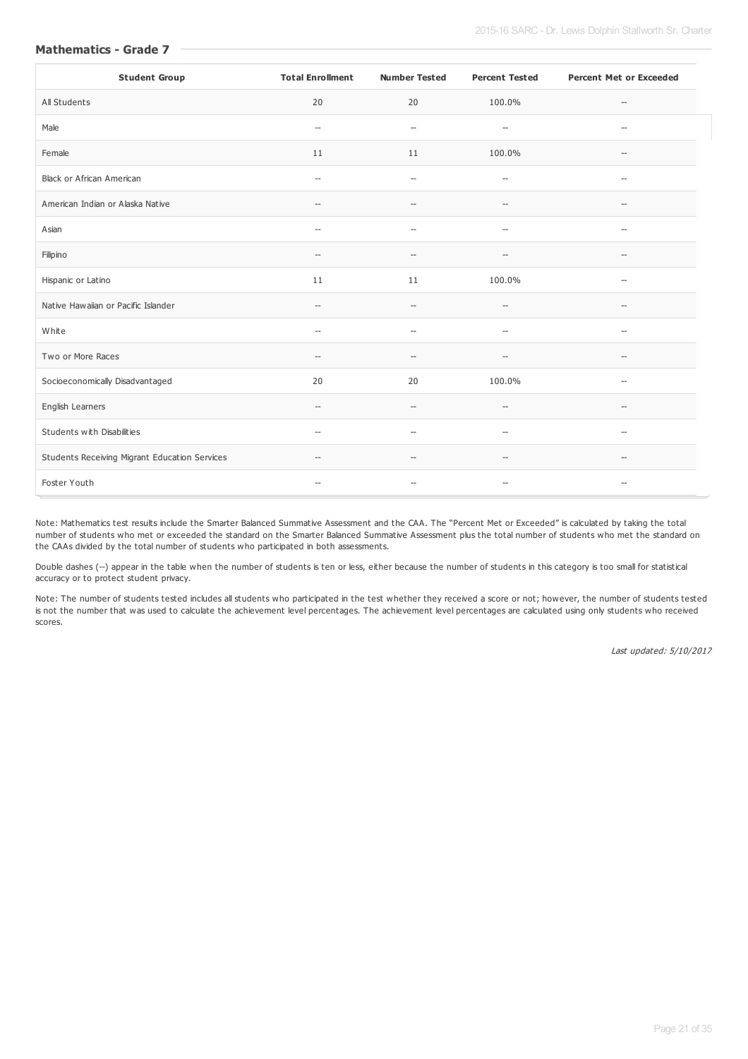### Mathematics - Grade 7

| Student Group | Total Enrollment | Number Tested | Percent Tested | Percent Met or Exceeded |
|---|---|---|---|---|
| All Students | 20 | 20 | 100.0% | -- |
| Male | -- | -- | -- | -- |
| Female | 11 | 11 | 100.0% | -- |
| Black or African American | -- | -- | -- | -- |
| American Indian or Alaska Native | -- | -- | -- | -- |
| Asian | -- | -- | -- | -- |
| Filipino | -- | -- | -- | -- |
| Hispanic or Latino | 11 | 11 | 100.0% | -- |
| Native Hawaiian or Pacific Islander | -- | -- | -- | -- |
| White | -- | -- | -- | -- |
| Two or More Races | -- | -- | -- | -- |
| Socioeconomically Disadvantaged | 20 | 20 | 100.0% | -- |
| English Learners | -- | -- | -- | -- |
| Students with Disabilities | -- | -- | -- | -- |
| Students Receiving Migrant Education Services | -- | -- | -- | -- |
| Foster Youth | -- | -- | -- | -- |

Note: Mathematics test results include the Smarter Balanced Summative Assessment and the CAA. The "Percent Met or Exceeded" is calculated by taking the total number of students who met or exceeded the standard on the Smarter Balanced Summative Assessment plus the total number of students who met the standard on the CAAs divided by the total number of students who participated in both assessments.

Double dashes (--) appear in the table when the number of students is ten or less, either because the number of students in this category is too small for statistical accuracy or to protect student privacy.

Note: The number of students tested includes all students who participated in the test whether they received a score or not; however, the number of students tested is not the number that was used to calculate the achievement level percentages. The achievement level percentages are calculated using only students who received scores.

*Last updated: 5/10/2017*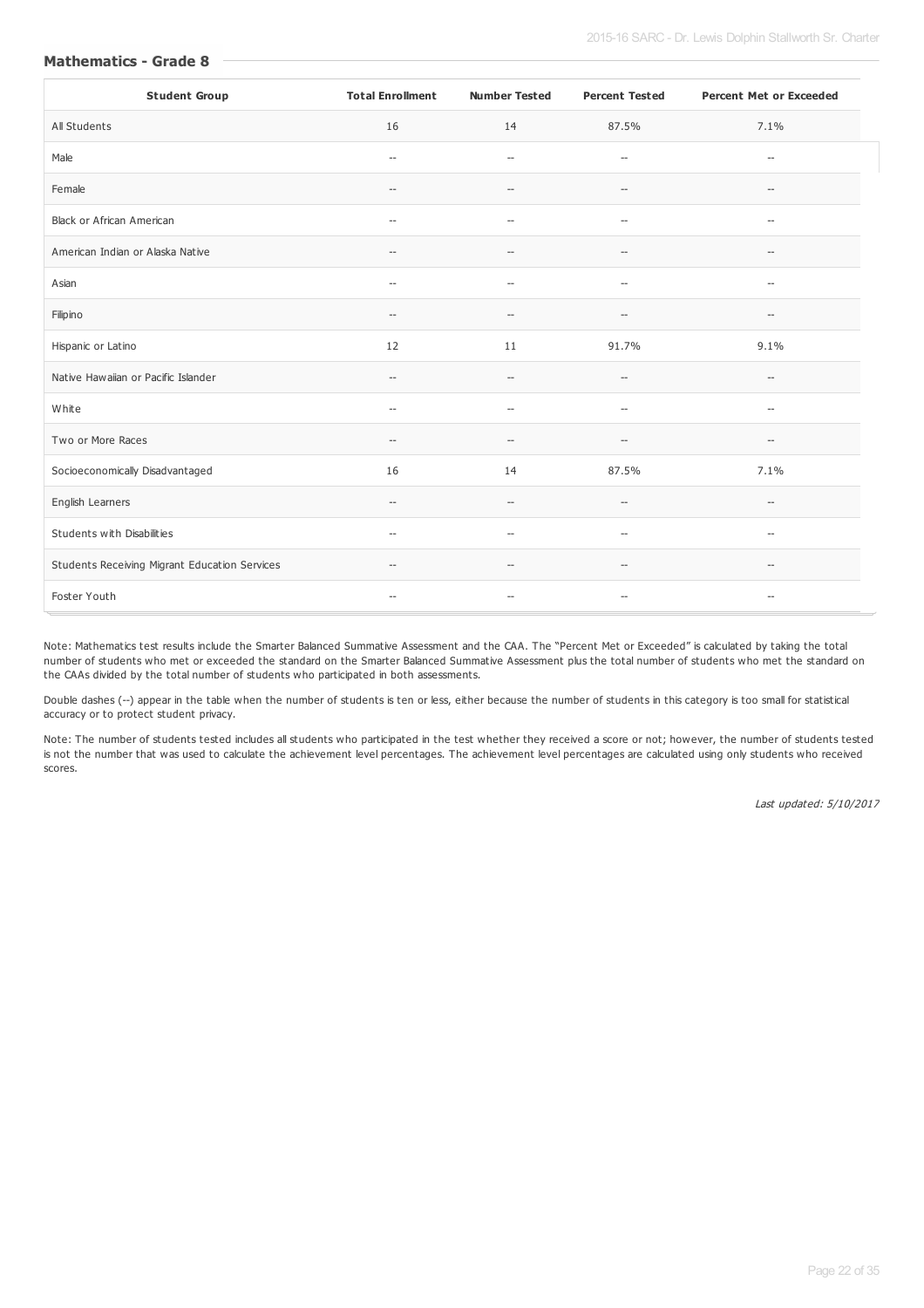### Mathematics - Grade 8

| Student Group | Total Enrollment | Number Tested | Percent Tested | Percent Met or Exceeded |
|---|---|---|---|---|
| All Students | 16 | 14 | 87.5% | 7.1% |
| Male | -- | -- | -- | -- |
| Female | -- | -- | -- | -- |
| Black or African American | -- | -- | -- | -- |
| American Indian or Alaska Native | -- | -- | -- | -- |
| Asian | -- | -- | -- | -- |
| Filipino | -- | -- | -- | -- |
| Hispanic or Latino | 12 | 11 | 91.7% | 9.1% |
| Native Hawaiian or Pacific Islander | -- | -- | -- | -- |
| White | -- | -- | -- | -- |
| Two or More Races | -- | -- | -- | -- |
| Socioeconomically Disadvantaged | 16 | 14 | 87.5% | 7.1% |
| English Learners | -- | -- | -- | -- |
| Students with Disabilities | -- | -- | -- | -- |
| Students Receiving Migrant Education Services | -- | -- | -- | -- |
| Foster Youth | -- | -- | -- | -- |

Note: Mathematics test results include the Smarter Balanced Summative Assessment and the CAA. The "Percent Met or Exceeded" is calculated by taking the total number of students who met or exceeded the standard on the Smarter Balanced Summative Assessment plus the total number of students who met the standard on the CAAs divided by the total number of students who participated in both assessments.

Double dashes (--) appear in the table when the number of students is ten or less, either because the number of students in this category is too small for statistical accuracy or to protect student privacy.

Note: The number of students tested includes all students who participated in the test whether they received a score or not; however, the number of students tested is not the number that was used to calculate the achievement level percentages. The achievement level percentages are calculated using only students who received scores.

*Last updated: 5/10/2017*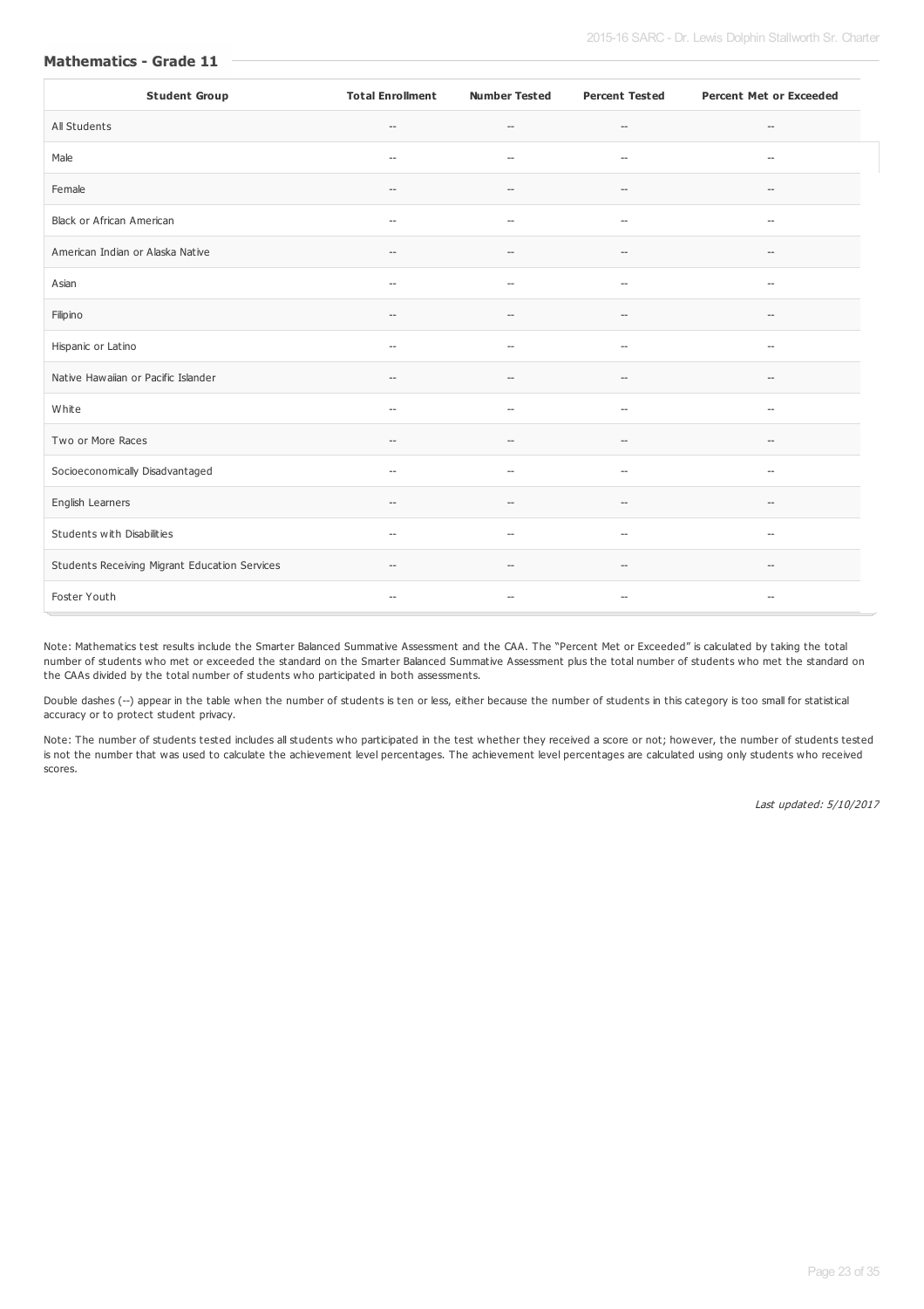### Mathematics - Grade 11

| Student Group | Total Enrollment | Number Tested | Percent Tested | Percent Met or Exceeded |
|---|---|---|---|---|
| All Students | -- | -- | -- | -- |
| Male | -- | -- | -- | -- |
| Female | -- | -- | -- | -- |
| Black or African American | -- | -- | -- | -- |
| American Indian or Alaska Native | -- | -- | -- | -- |
| Asian | -- | -- | -- | -- |
| Filipino | -- | -- | -- | -- |
| Hispanic or Latino | -- | -- | -- | -- |
| Native Hawaiian or Pacific Islander | -- | -- | -- | -- |
| White | -- | -- | -- | -- |
| Two or More Races | -- | -- | -- | -- |
| Socioeconomically Disadvantaged | -- | -- | -- | -- |
| English Learners | -- | -- | -- | -- |
| Students with Disabilities | -- | -- | -- | -- |
| Students Receiving Migrant Education Services | -- | -- | -- | -- |
| Foster Youth | -- | -- | -- | -- |

Note: Mathematics test results include the Smarter Balanced Summative Assessment and the CAA. The "Percent Met or Exceeded" is calculated by taking the total number of students who met or exceeded the standard on the Smarter Balanced Summative Assessment plus the total number of students who met the standard on the CAAs divided by the total number of students who participated in both assessments.

Double dashes (--) appear in the table when the number of students is ten or less, either because the number of students in this category is too small for statistical accuracy or to protect student privacy.

Note: The number of students tested includes all students who participated in the test whether they received a score or not; however, the number of students tested is not the number that was used to calculate the achievement level percentages. The achievement level percentages are calculated using only students who received scores.

*Last updated: 5/10/2017*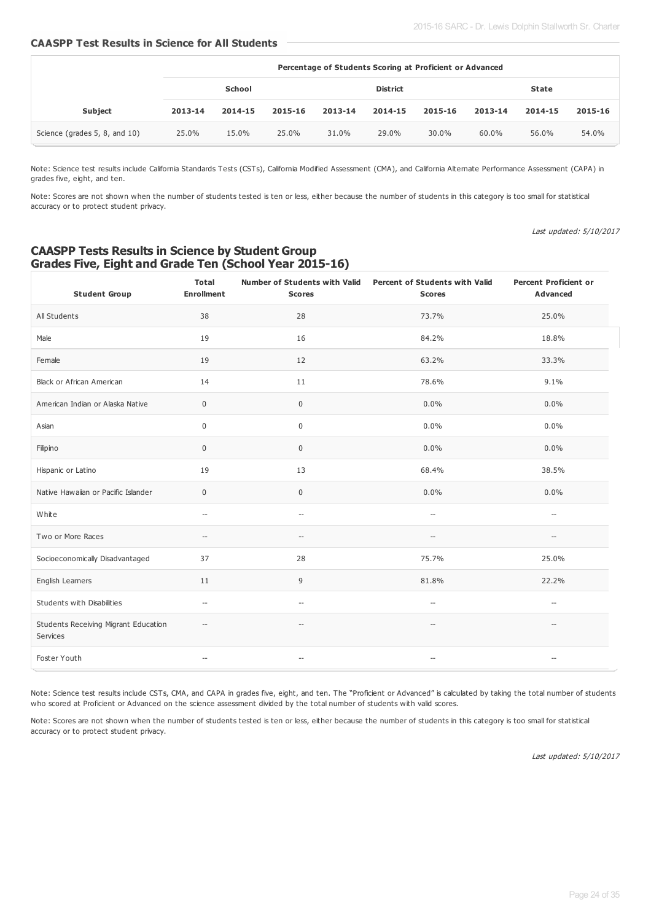### CAASPP Test Results in Science for All Students

| | Percentage of Students Scoring at Proficient or Advanced | | | | | | | | |
|---|---|---|---|---|---|---|---|---|---|
| | School | | | District | | | State | | |
| Subject | 2013-14 | 2014-15 | 2015-16 | 2013-14 | 2014-15 | 2015-16 | 2013-14 | 2014-15 | 2015-16 |
| Science (grades 5, 8, and 10) | 25.0% | 15.0% | 25.0% | 31.0% | 29.0% | 30.0% | 60.0% | 56.0% | 54.0% |

Note: Science test results include California Standards Tests (CSTs), California Modified Assessment (CMA), and California Alternate Performance Assessment (CAPA) in grades five, eight, and ten.

Note: Scores are not shown when the number of students tested is ten or less, either because the number of students in this category is too small for statistical accuracy or to protect student privacy.

*Last updated: 5/10/2017*

## CAASPP Tests Results in Science by Student Group Grades Five, Eight and Grade Ten (School Year 2015-16)

| Student Group | Total Enrollment | Number of Students with Valid Scores | Percent of Students with Valid Scores | Percent Proficient or Advanced |
|---|---|---|---|---|
| All Students | 38 | 28 | 73.7% | 25.0% |
| Male | 19 | 16 | 84.2% | 18.8% |
| Female | 19 | 12 | 63.2% | 33.3% |
| Black or African American | 14 | 11 | 78.6% | 9.1% |
| American Indian or Alaska Native | 0 | 0 | 0.0% | 0.0% |
| Asian | 0 | 0 | 0.0% | 0.0% |
| Filipino | 0 | 0 | 0.0% | 0.0% |
| Hispanic or Latino | 19 | 13 | 68.4% | 38.5% |
| Native Hawaiian or Pacific Islander | 0 | 0 | 0.0% | 0.0% |
| White | -- | -- | -- | -- |
| Two or More Races | -- | -- | -- | -- |
| Socioeconomically Disadvantaged | 37 | 28 | 75.7% | 25.0% |
| English Learners | 11 | 9 | 81.8% | 22.2% |
| Students with Disabilities | -- | -- | -- | -- |
| Students Receiving Migrant Education Services | -- | -- | -- | -- |
| Foster Youth | -- | -- | -- | -- |

Note: Science test results include CSTs, CMA, and CAPA in grades five, eight, and ten. The "Proficient or Advanced" is calculated by taking the total number of students who scored at Proficient or Advanced on the science assessment divided by the total number of students with valid scores.

Note: Scores are not shown when the number of students tested is ten or less, either because the number of students in this category is too small for statistical accuracy or to protect student privacy.

*Last updated: 5/10/2017*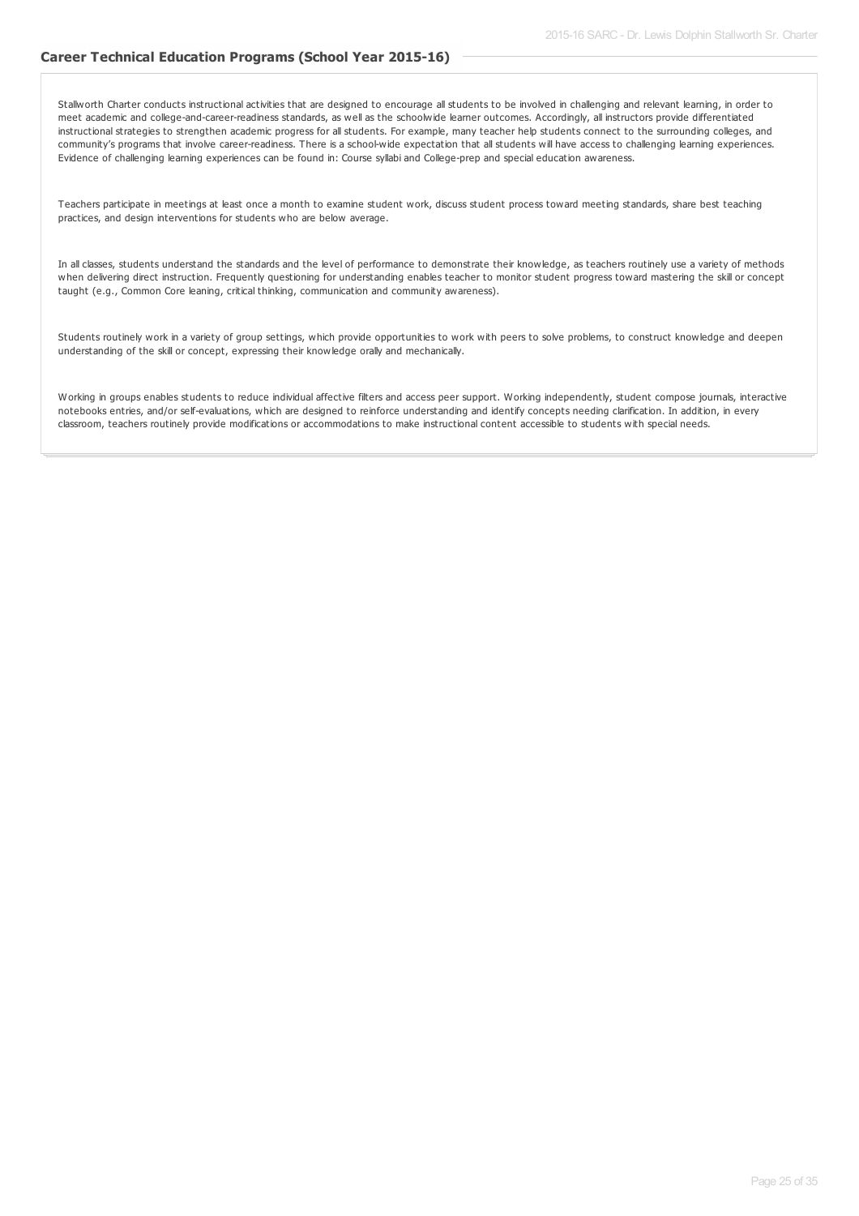## Career Technical Education Programs (School Year 2015-16)

Stallworth Charter conducts instructional activities that are designed to encourage all students to be involved in challenging and relevant learning, in order to meet academic and college-and-career-readiness standards, as well as the schoolwide learner outcomes. Accordingly, all instructors provide differentiated instructional strategies to strengthen academic progress for all students. For example, many teacher help students connect to the surrounding colleges, and community's programs that involve career-readiness. There is a school-wide expectation that all students will have access to challenging learning experiences. Evidence of challenging learning experiences can be found in: Course syllabi and College-prep and special education awareness.

Teachers participate in meetings at least once a month to examine student work, discuss student process toward meeting standards, share best teaching practices, and design interventions for students who are below average.

In all classes, students understand the standards and the level of performance to demonstrate their knowledge, as teachers routinely use a variety of methods when delivering direct instruction. Frequently questioning for understanding enables teacher to monitor student progress toward mastering the skill or concept taught (e.g., Common Core leaning, critical thinking, communication and community awareness).

Students routinely work in a variety of group settings, which provide opportunities to work with peers to solve problems, to construct knowledge and deepen understanding of the skill or concept, expressing their knowledge orally and mechanically.

Working in groups enables students to reduce individual affective filters and access peer support. Working independently, student compose journals, interactive notebooks entries, and/or self-evaluations, which are designed to reinforce understanding and identify concepts needing clarification. In addition, in every classroom, teachers routinely provide modifications or accommodations to make instructional content accessible to students with special needs.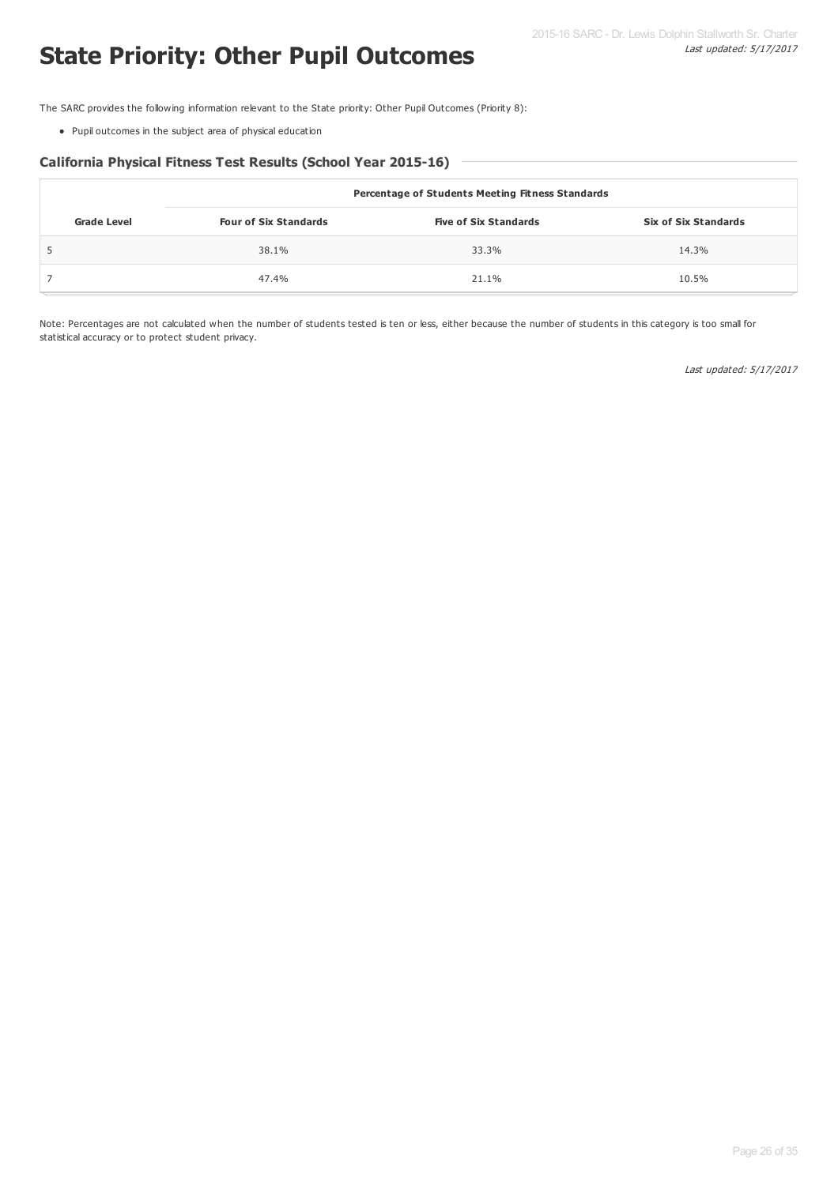# State Priority: Other Pupil Outcomes

The SARC provides the following information relevant to the State priority: Other Pupil Outcomes (Priority 8):

- Pupil outcomes in the subject area of physical education

### California Physical Fitness Test Results (School Year 2015-16)

| Grade Level | Percentage of Students Meeting Fitness Standards | | |
|---|---|---|---|
| | **Four of Six Standards** | **Five of Six Standards** | **Six of Six Standards** |
| 5 | 38.1% | 33.3% | 14.3% |
| 7 | 47.4% | 21.1% | 10.5% |

Note: Percentages are not calculated when the number of students tested is ten or less, either because the number of students in this category is too small for statistical accuracy or to protect student privacy.

*Last updated: 5/17/2017*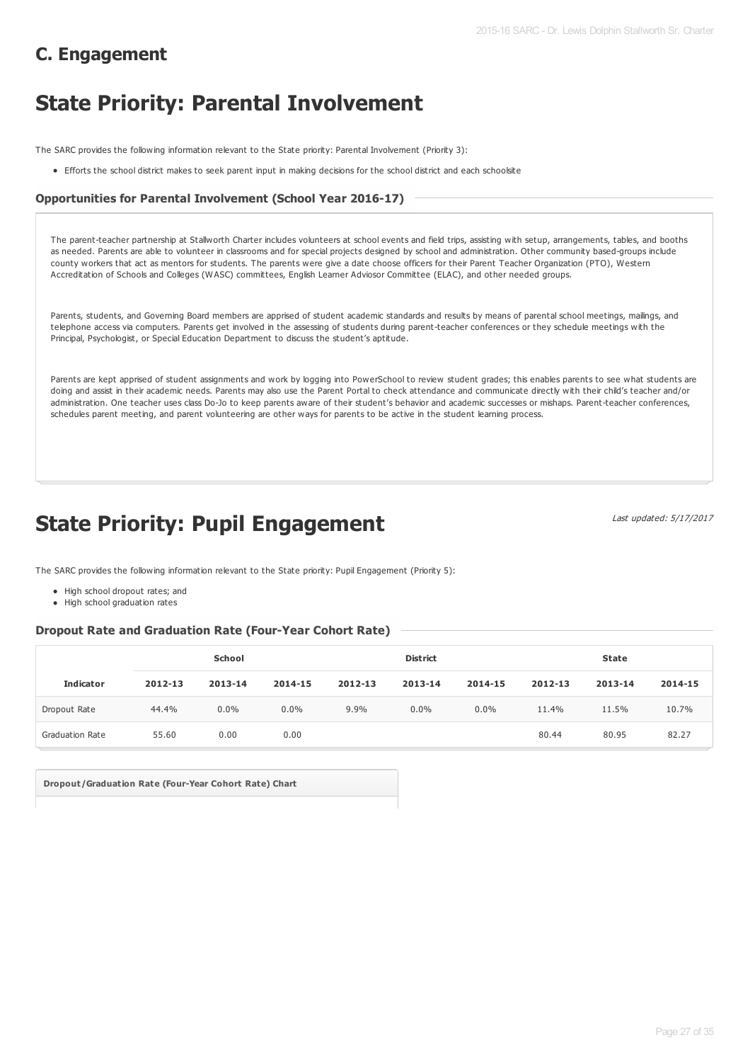## C. Engagement

# State Priority: Parental Involvement

The SARC provides the following information relevant to the State priority: Parental Involvement (Priority 3):

- Efforts the school district makes to seek parent input in making decisions for the school district and each schoolsite

### Opportunities for Parental Involvement (School Year 2016-17)

The parent-teacher partnership at Stallworth Charter includes volunteers at school events and field trips, assisting with setup, arrangements, tables, and booths as needed. Parents are able to volunteer in classrooms and for special projects designed by school and administration. Other community based-groups include county workers that act as mentors for students. The parents were give a date choose officers for their Parent Teacher Organization (PTO), Western Accreditation of Schools and Colleges (WASC) committees, English Learner Adviosor Committee (ELAC), and other needed groups.

Parents, students, and Governing Board members are apprised of student academic standards and results by means of parental school meetings, mailings, and telephone access via computers. Parents get involved in the assessing of students during parent-teacher conferences or they schedule meetings with the Principal, Psychologist, or Special Education Department to discuss the student's aptitude.

Parents are kept apprised of student assignments and work by logging into PowerSchool to review student grades; this enables parents to see what students are doing and assist in their academic needs. Parents may also use the Parent Portal to check attendance and communicate directly with their child's teacher and/or administration. One teacher uses class Do-Jo to keep parents aware of their student's behavior and academic successes or mishaps. Parent-teacher conferences, schedules parent meeting, and parent volunteering are other ways for parents to be active in the student learning process.

# State Priority: Pupil Engagement

*Last updated: 5/17/2017*

The SARC provides the following information relevant to the State priority: Pupil Engagement (Priority 5):

- High school dropout rates; and
- High school graduation rates

### Dropout Rate and Graduation Rate (Four-Year Cohort Rate)

| | School | | | District | | | State | | |
|---|---|---|---|---|---|---|---|---|---|
| **Indicator** | **2012-13** | **2013-14** | **2014-15** | **2012-13** | **2013-14** | **2014-15** | **2012-13** | **2013-14** | **2014-15** |
| Dropout Rate | 44.4% | 0.0% | 0.0% | 9.9% | 0.0% | 0.0% | 11.4% | 11.5% | 10.7% |
| Graduation Rate | 55.60 | 0.00 | 0.00 | | | | 80.44 | 80.95 | 82.27 |

**Dropout/Graduation Rate (Four-Year Cohort Rate) Chart**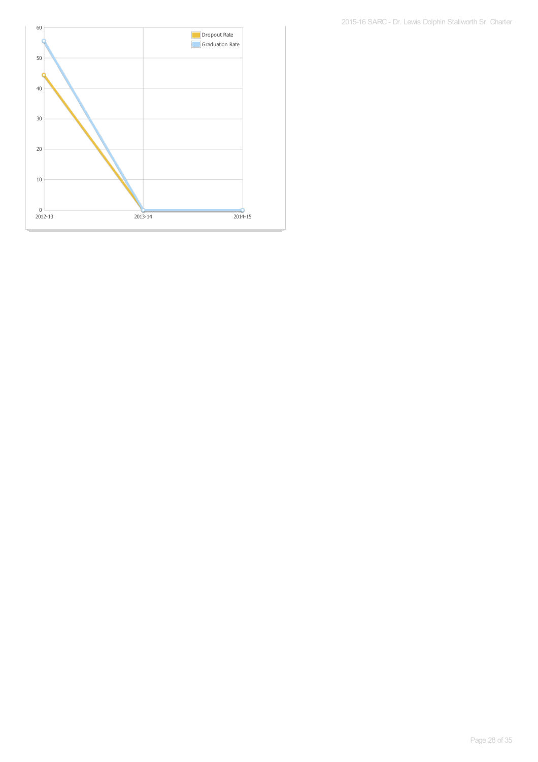| | Dropout Rate | Graduation Rate |
|---|---|---|
| 2012-13 | 44.4 | 55.6 |
| 2013-14 | 0 | 0 |
| 2014-15 | 0 | 0 |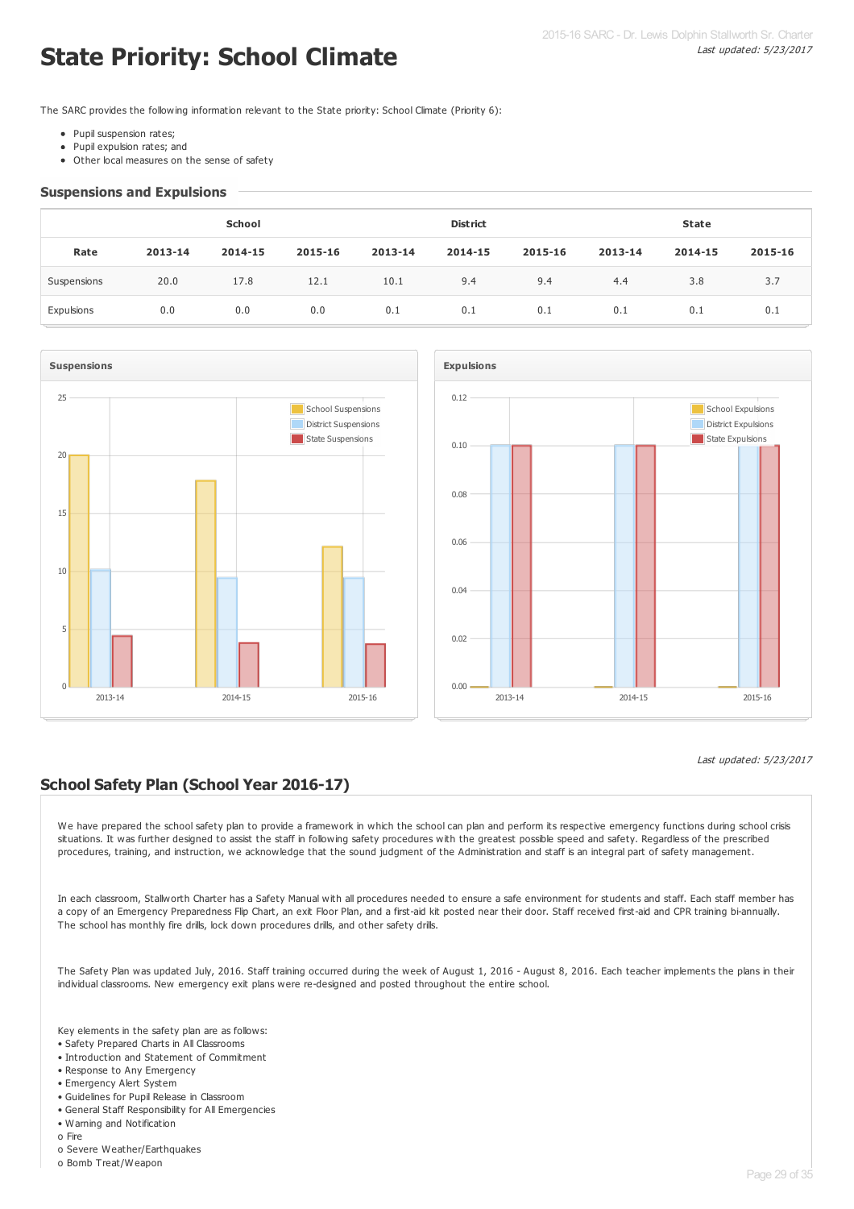*Last updated: 5/23/2017*

# State Priority: School Climate

The SARC provides the following information relevant to the State priority: School Climate (Priority 6):

- Pupil suspension rates;
- Pupil expulsion rates; and
- Other local measures on the sense of safety

## Suspensions and Expulsions

| | School | | | District | | | State | | |
|---|---|---|---|---|---|---|---|---|---|
| **Rate** | **2013-14** | **2014-15** | **2015-16** | **2013-14** | **2014-15** | **2015-16** | **2013-14** | **2014-15** | **2015-16** |
| Suspensions | 20.0 | 17.8 | 12.1 | 10.1 | 9.4 | 9.4 | 4.4 | 3.8 | 3.7 |
| Expulsions | 0.0 | 0.0 | 0.0 | 0.1 | 0.1 | 0.1 | 0.1 | 0.1 | 0.1 |

*Last updated: 5/23/2017*

## School Safety Plan (School Year 2016-17)

We have prepared the school safety plan to provide a framework in which the school can plan and perform its respective emergency functions during school crisis situations. It was further designed to assist the staff in following safety procedures with the greatest possible speed and safety. Regardless of the prescribed procedures, training, and instruction, we acknowledge that the sound judgment of the Administration and staff is an integral part of safety management.

In each classroom, Stallworth Charter has a Safety Manual with all procedures needed to ensure a safe environment for students and staff. Each staff member has a copy of an Emergency Preparedness Flip Chart, an exit Floor Plan, and a first-aid kit posted near their door. Staff received first-aid and CPR training bi-annually. The school has monthly fire drills, lock down procedures drills, and other safety drills.

The Safety Plan was updated July, 2016. Staff training occurred during the week of August 1, 2016 - August 8, 2016. Each teacher implements the plans in their individual classrooms. New emergency exit plans were re-designed and posted throughout the entire school.

Key elements in the safety plan are as follows:
• Safety Prepared Charts in All Classrooms
• Introduction and Statement of Commitment
• Response to Any Emergency
• Emergency Alert System
• Guidelines for Pupil Release in Classroom
• General Staff Responsibility for All Emergencies
• Warning and Notification
o Fire
o Severe Weather/Earthquakes
o Bomb Treat/Weapon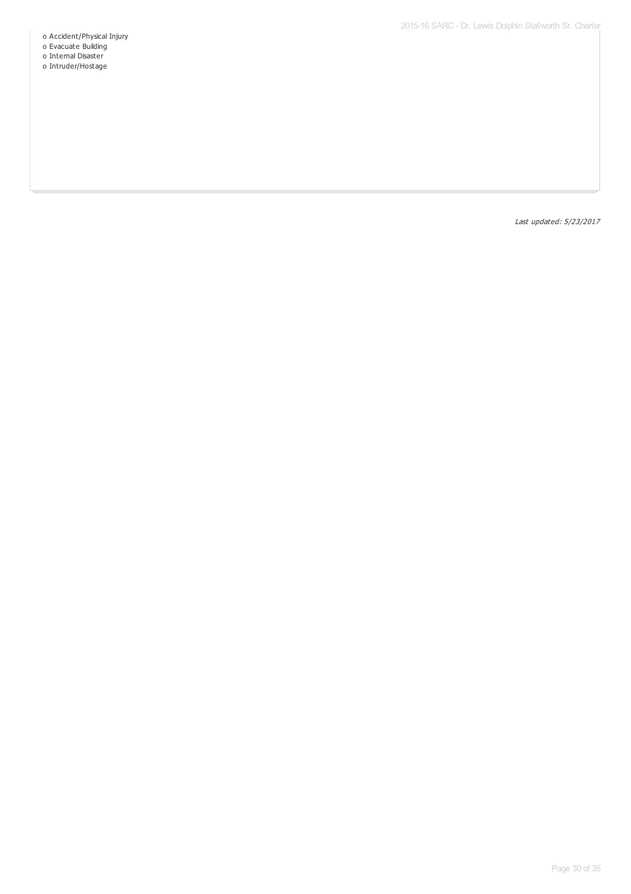- o Accident/Physical Injury
- o Evacuate Building
- o Internal Disaster
- o Intruder/Hostage

*Last updated: 5/23/2017*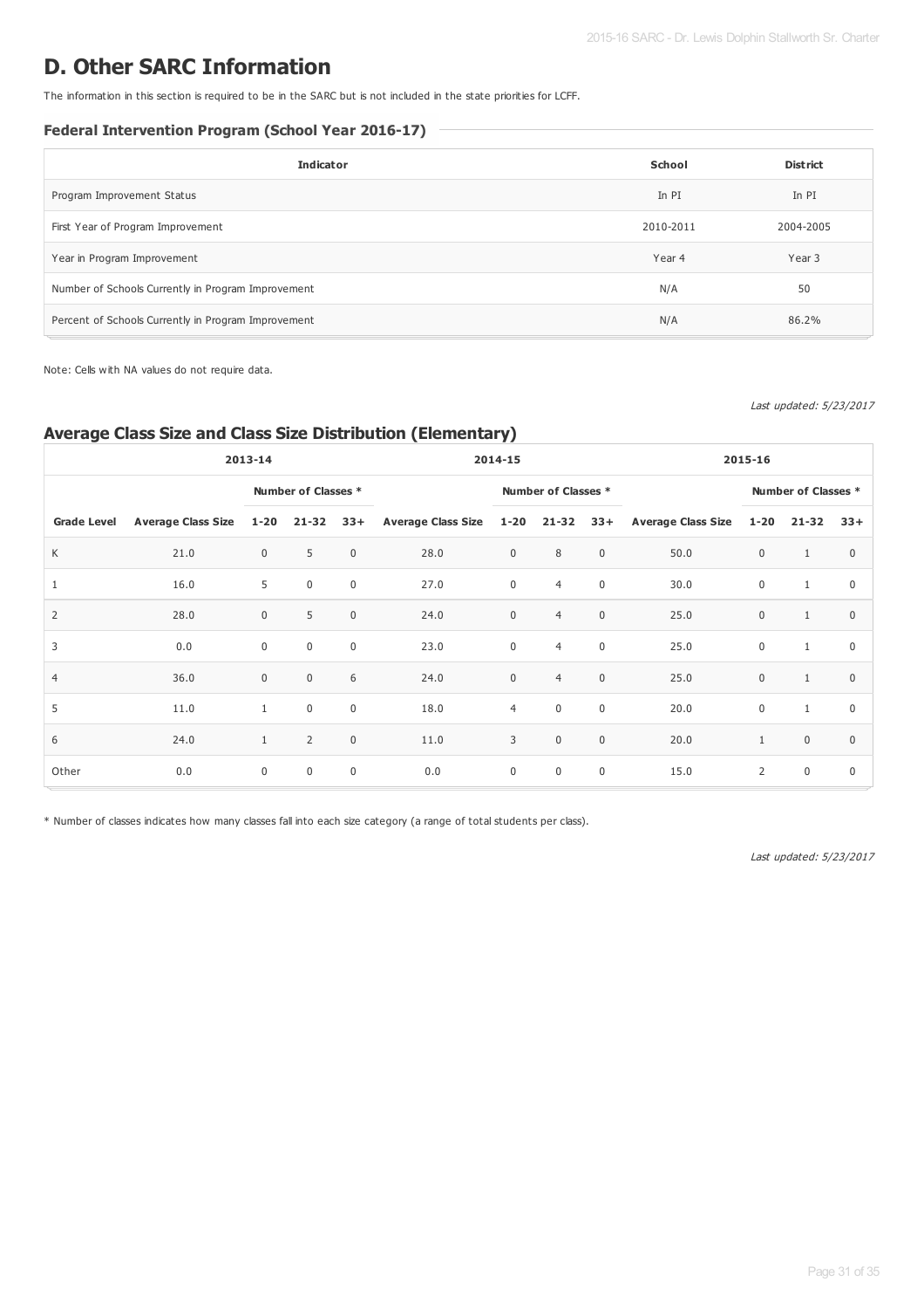# D. Other SARC Information

The information in this section is required to be in the SARC but is not included in the state priorities for LCFF.

### Federal Intervention Program (School Year 2016-17)

| Indicator | School | District |
|---|---|---|
| Program Improvement Status | In PI | In PI |
| First Year of Program Improvement | 2010-2011 | 2004-2005 |
| Year in Program Improvement | Year 4 | Year 3 |
| Number of Schools Currently in Program Improvement | N/A | 50 |
| Percent of Schools Currently in Program Improvement | N/A | 86.2% |

Note: Cells with NA values do not require data.

*Last updated: 5/23/2017*

## Average Class Size and Class Size Distribution (Elementary)

| | 2013-14 | | | | 2014-15 | | | | 2015-16 | | | |
|---|---|---|---|---|---|---|---|---|---|---|---|---|
| | | Number of Classes * | | | | Number of Classes * | | | | Number of Classes * | | |
| Grade Level | Average Class Size | 1-20 | 21-32 | 33+ | Average Class Size | 1-20 | 21-32 | 33+ | Average Class Size | 1-20 | 21-32 | 33+ |
| K | 21.0 | 0 | 5 | 0 | 28.0 | 0 | 8 | 0 | 50.0 | 0 | 1 | 0 |
| 1 | 16.0 | 5 | 0 | 0 | 27.0 | 0 | 4 | 0 | 30.0 | 0 | 1 | 0 |
| 2 | 28.0 | 0 | 5 | 0 | 24.0 | 0 | 4 | 0 | 25.0 | 0 | 1 | 0 |
| 3 | 0.0 | 0 | 0 | 0 | 23.0 | 0 | 4 | 0 | 25.0 | 0 | 1 | 0 |
| 4 | 36.0 | 0 | 0 | 6 | 24.0 | 0 | 4 | 0 | 25.0 | 0 | 1 | 0 |
| 5 | 11.0 | 1 | 0 | 0 | 18.0 | 4 | 0 | 0 | 20.0 | 0 | 1 | 0 |
| 6 | 24.0 | 1 | 2 | 0 | 11.0 | 3 | 0 | 0 | 20.0 | 1 | 0 | 0 |
| Other | 0.0 | 0 | 0 | 0 | 0.0 | 0 | 0 | 0 | 15.0 | 2 | 0 | 0 |

\* Number of classes indicates how many classes fall into each size category (a range of total students per class).

*Last updated: 5/23/2017*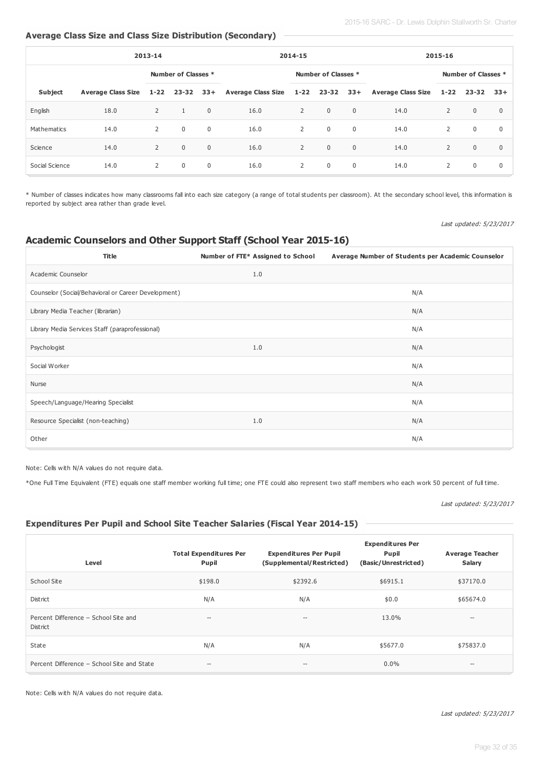### Average Class Size and Class Size Distribution (Secondary)

| | 2013-14 | | | | 2014-15 | | | | 2015-16 | | | |
|---|---|---|---|---|---|---|---|---|---|---|---|---|
| | | Number of Classes * | | | | Number of Classes * | | | | Number of Classes * | | |
| **Subject** | **Average Class Size** | **1-22** | **23-32** | **33+** | **Average Class Size** | **1-22** | **23-32** | **33+** | **Average Class Size** | **1-22** | **23-32** | **33+** |
| English | 18.0 | 2 | 1 | 0 | 16.0 | 2 | 0 | 0 | 14.0 | 2 | 0 | 0 |
| Mathematics | 14.0 | 2 | 0 | 0 | 16.0 | 2 | 0 | 0 | 14.0 | 2 | 0 | 0 |
| Science | 14.0 | 2 | 0 | 0 | 16.0 | 2 | 0 | 0 | 14.0 | 2 | 0 | 0 |
| Social Science | 14.0 | 2 | 0 | 0 | 16.0 | 2 | 0 | 0 | 14.0 | 2 | 0 | 0 |

* Number of classes indicates how many classrooms fall into each size category (a range of total students per classroom). At the secondary school level, this information is reported by subject area rather than grade level.

*Last updated: 5/23/2017*

## Academic Counselors and Other Support Staff (School Year 2015-16)

| Title | Number of FTE* Assigned to School | Average Number of Students per Academic Counselor |
|---|---|---|
| Academic Counselor | 1.0 | |
| Counselor (Social/Behavioral or Career Development) | | N/A |
| Library Media Teacher (librarian) | | N/A |
| Library Media Services Staff (paraprofessional) | | N/A |
| Psychologist | 1.0 | N/A |
| Social Worker | | N/A |
| Nurse | | N/A |
| Speech/Language/Hearing Specialist | | N/A |
| Resource Specialist (non-teaching) | 1.0 | N/A |
| Other | | N/A |

Note: Cells with N/A values do not require data.

*One Full Time Equivalent (FTE) equals one staff member working full time; one FTE could also represent two staff members who each work 50 percent of full time.

*Last updated: 5/23/2017*

### Expenditures Per Pupil and School Site Teacher Salaries (Fiscal Year 2014-15)

| Level | Total Expenditures Per Pupil | Expenditures Per Pupil (Supplemental/Restricted) | Expenditures Per Pupil (Basic/Unrestricted) | Average Teacher Salary |
|---|---|---|---|---|
| School Site | $198.0 | $2392.6 | $6915.1 | $37170.0 |
| District | N/A | N/A | $0.0 | $65674.0 |
| Percent Difference – School Site and District | -- | -- | 13.0% | -- |
| State | N/A | N/A | $5677.0 | $75837.0 |
| Percent Difference – School Site and State | -- | -- | 0.0% | -- |

Note: Cells with N/A values do not require data.

*Last updated: 5/23/2017*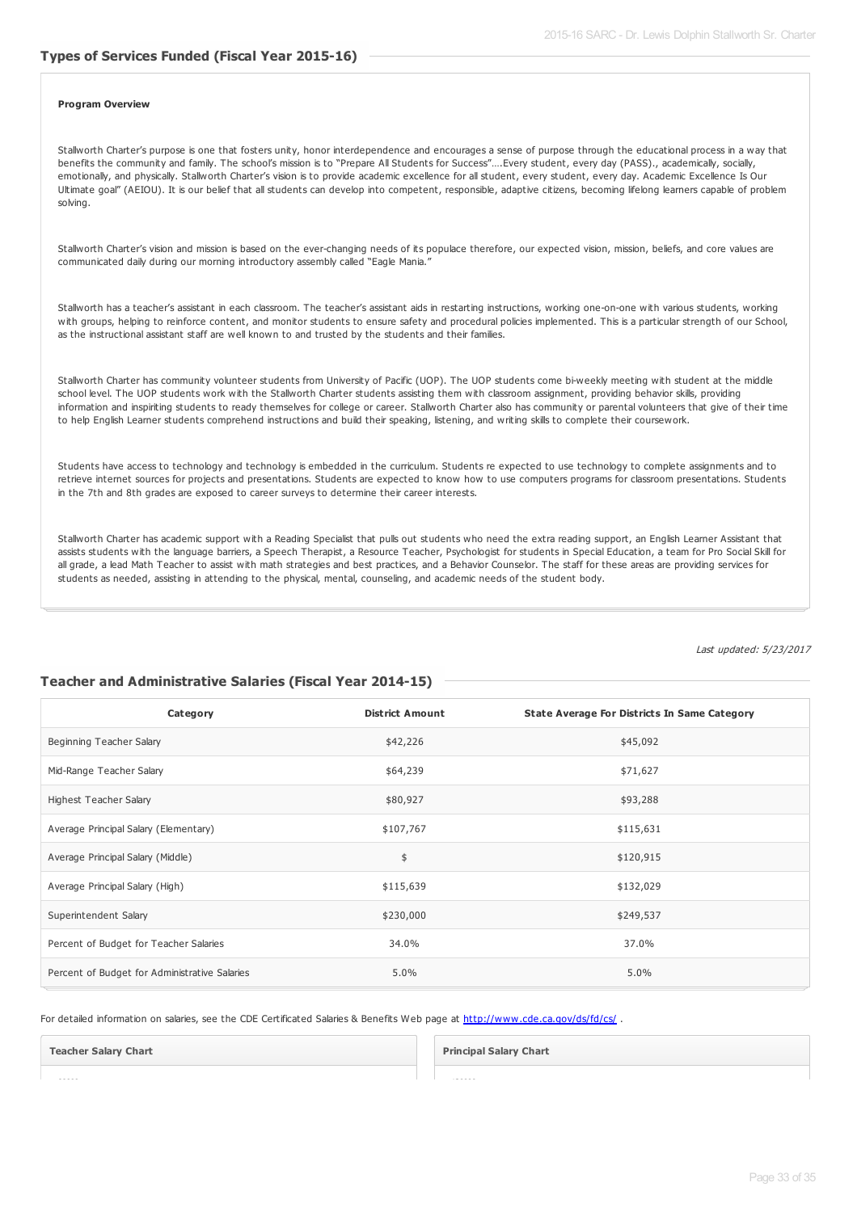## Types of Services Funded (Fiscal Year 2015-16)

**Program Overview**

Stallworth Charter's purpose is one that fosters unity, honor interdependence and encourages a sense of purpose through the educational process in a way that benefits the community and family. The school's mission is to "Prepare All Students for Success"….Every student, every day (PASS)., academically, socially, emotionally, and physically. Stallworth Charter's vision is to provide academic excellence for all student, every student, every day. Academic Excellence Is Our Ultimate goal" (AEIOU). It is our belief that all students can develop into competent, responsible, adaptive citizens, becoming lifelong learners capable of problem solving.

Stallworth Charter's vision and mission is based on the ever-changing needs of its populace therefore, our expected vision, mission, beliefs, and core values are communicated daily during our morning introductory assembly called "Eagle Mania."

Stallworth has a teacher's assistant in each classroom. The teacher's assistant aids in restarting instructions, working one-on-one with various students, working with groups, helping to reinforce content, and monitor students to ensure safety and procedural policies implemented. This is a particular strength of our School, as the instructional assistant staff are well known to and trusted by the students and their families.

Stallworth Charter has community volunteer students from University of Pacific (UOP). The UOP students come bi-weekly meeting with student at the middle school level. The UOP students work with the Stallworth Charter students assisting them with classroom assignment, providing behavior skills, providing information and inspiriting students to ready themselves for college or career. Stallworth Charter also has community or parental volunteers that give of their time to help English Learner students comprehend instructions and build their speaking, listening, and writing skills to complete their coursework.

Students have access to technology and technology is embedded in the curriculum. Students re expected to use technology to complete assignments and to retrieve internet sources for projects and presentations. Students are expected to know how to use computers programs for classroom presentations. Students in the 7th and 8th grades are exposed to career surveys to determine their career interests.

Stallworth Charter has academic support with a Reading Specialist that pulls out students who need the extra reading support, an English Learner Assistant that assists students with the language barriers, a Speech Therapist, a Resource Teacher, Psychologist for students in Special Education, a team for Pro Social Skill for all grade, a lead Math Teacher to assist with math strategies and best practices, and a Behavior Counselor. The staff for these areas are providing services for students as needed, assisting in attending to the physical, mental, counseling, and academic needs of the student body.

*Last updated: 5/23/2017*

## Teacher and Administrative Salaries (Fiscal Year 2014-15)

| Category | District Amount | State Average For Districts In Same Category |
|---|---|---|
| Beginning Teacher Salary | $42,226 | $45,092 |
| Mid-Range Teacher Salary | $64,239 | $71,627 |
| Highest Teacher Salary | $80,927 | $93,288 |
| Average Principal Salary (Elementary) | $107,767 | $115,631 |
| Average Principal Salary (Middle) | $ | $120,915 |
| Average Principal Salary (High) | $115,639 | $132,029 |
| Superintendent Salary | $230,000 | $249,537 |
| Percent of Budget for Teacher Salaries | 34.0% | 37.0% |
| Percent of Budget for Administrative Salaries | 5.0% | 5.0% |

For detailed information on salaries, see the CDE Certificated Salaries & Benefits Web page at http://www.cde.ca.gov/ds/fd/cs/ .

**Teacher Salary Chart**

**Principal Salary Chart**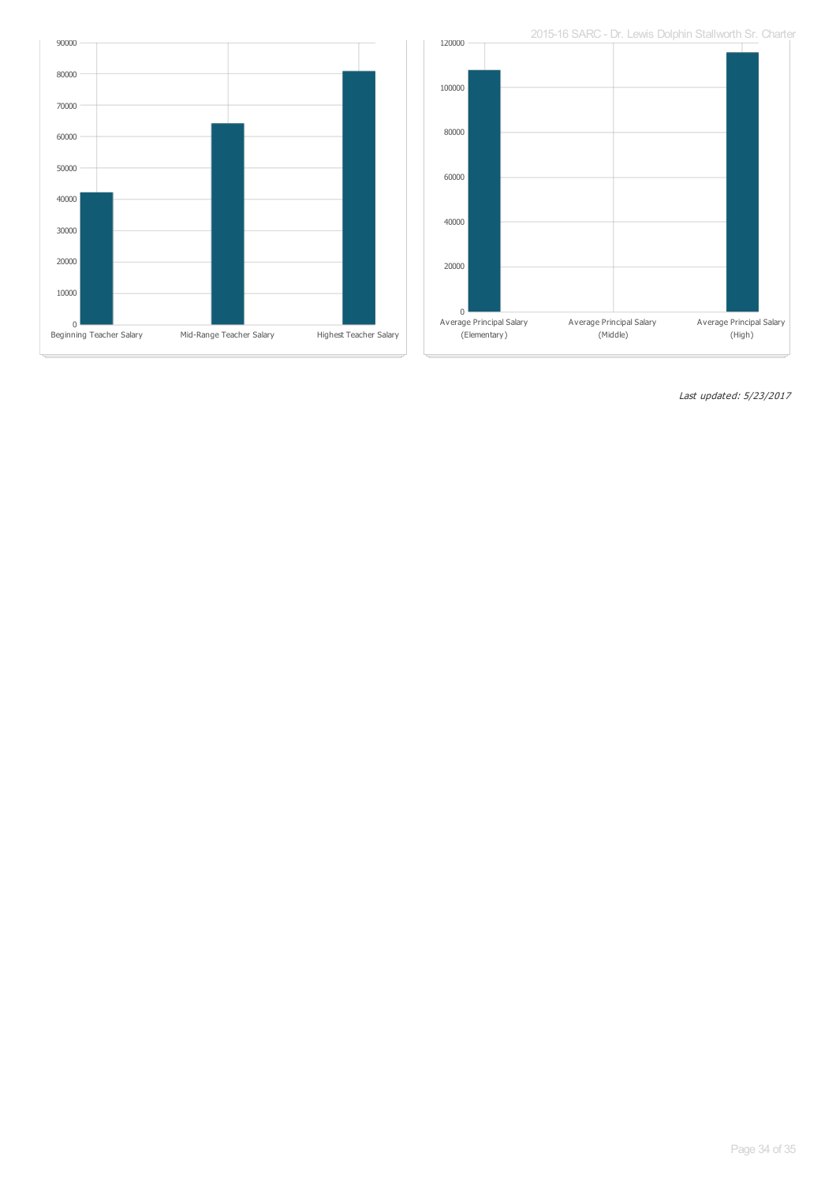90000
80000
70000
60000
50000
40000
30000
20000
10000
0

Beginning Teacher Salary | Mid-Range Teacher Salary | Highest Teacher Salary

120000
100000
80000
60000
40000
20000
0

Average Principal Salary (Elementary) | Average Principal Salary (Middle) | Average Principal Salary (High)

*Last updated: 5/23/2017*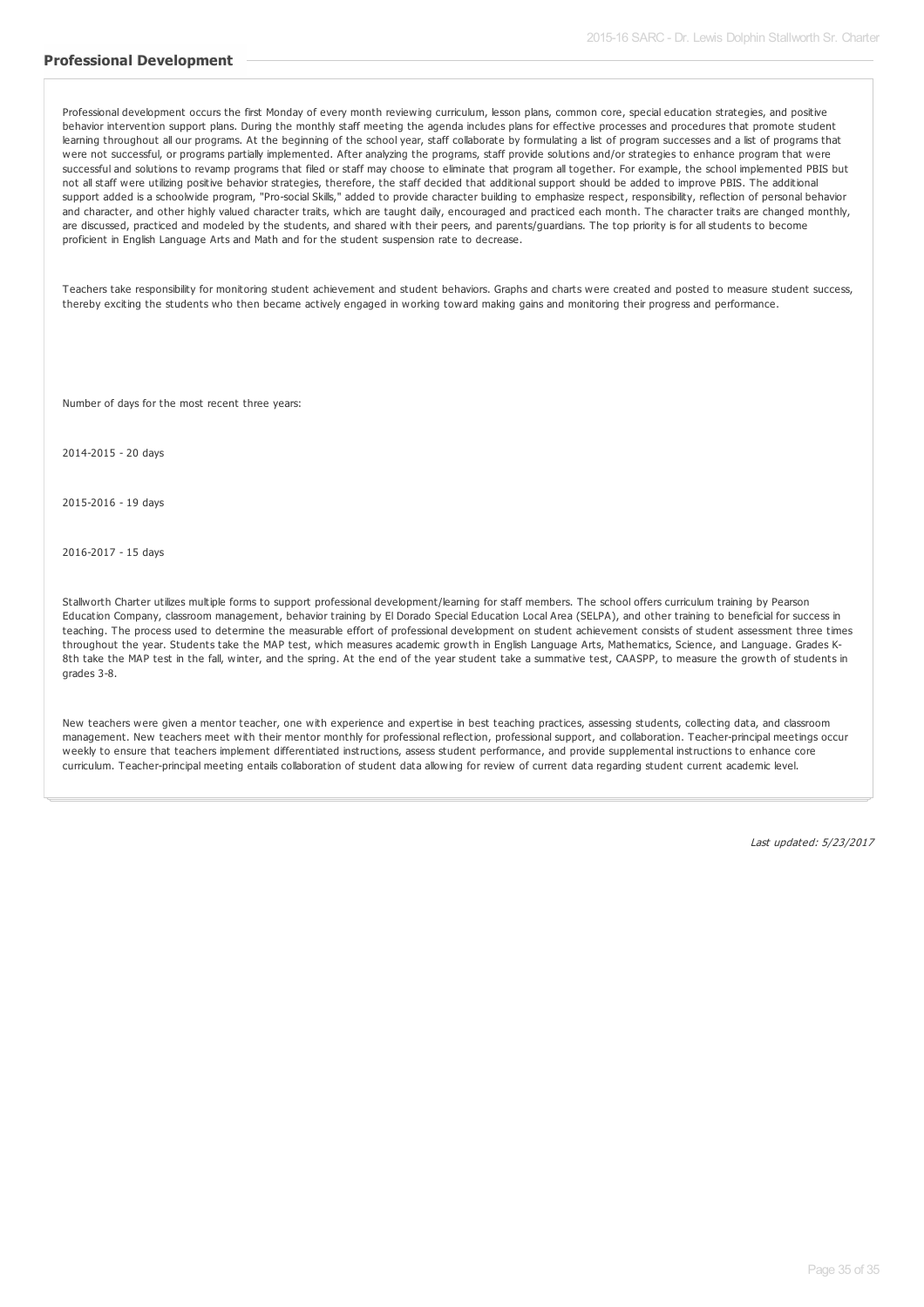## Professional Development

Professional development occurs the first Monday of every month reviewing curriculum, lesson plans, common core, special education strategies, and positive behavior intervention support plans. During the monthly staff meeting the agenda includes plans for effective processes and procedures that promote student learning throughout all our programs. At the beginning of the school year, staff collaborate by formulating a list of program successes and a list of programs that were not successful, or programs partially implemented. After analyzing the programs, staff provide solutions and/or strategies to enhance program that were successful and solutions to revamp programs that filed or staff may choose to eliminate that program all together. For example, the school implemented PBIS but not all staff were utilizing positive behavior strategies, therefore, the staff decided that additional support should be added to improve PBIS. The additional support added is a schoolwide program, "Pro-social Skills," added to provide character building to emphasize respect, responsibility, reflection of personal behavior and character, and other highly valued character traits, which are taught daily, encouraged and practiced each month. The character traits are changed monthly, are discussed, practiced and modeled by the students, and shared with their peers, and parents/guardians. The top priority is for all students to become proficient in English Language Arts and Math and for the student suspension rate to decrease.

Teachers take responsibility for monitoring student achievement and student behaviors. Graphs and charts were created and posted to measure student success, thereby exciting the students who then became actively engaged in working toward making gains and monitoring their progress and performance.

Number of days for the most recent three years:

2014-2015 - 20 days

2015-2016 - 19 days

2016-2017 - 15 days

Stallworth Charter utilizes multiple forms to support professional development/learning for staff members. The school offers curriculum training by Pearson Education Company, classroom management, behavior training by El Dorado Special Education Local Area (SELPA), and other training to beneficial for success in teaching. The process used to determine the measurable effort of professional development on student achievement consists of student assessment three times throughout the year. Students take the MAP test, which measures academic growth in English Language Arts, Mathematics, Science, and Language. Grades K-8th take the MAP test in the fall, winter, and the spring. At the end of the year student take a summative test, CAASPP, to measure the growth of students in grades 3-8.

New teachers were given a mentor teacher, one with experience and expertise in best teaching practices, assessing students, collecting data, and classroom management. New teachers meet with their mentor monthly for professional reflection, professional support, and collaboration. Teacher-principal meetings occur weekly to ensure that teachers implement differentiated instructions, assess student performance, and provide supplemental instructions to enhance core curriculum. Teacher-principal meeting entails collaboration of student data allowing for review of current data regarding student current academic level.

*Last updated: 5/23/2017*